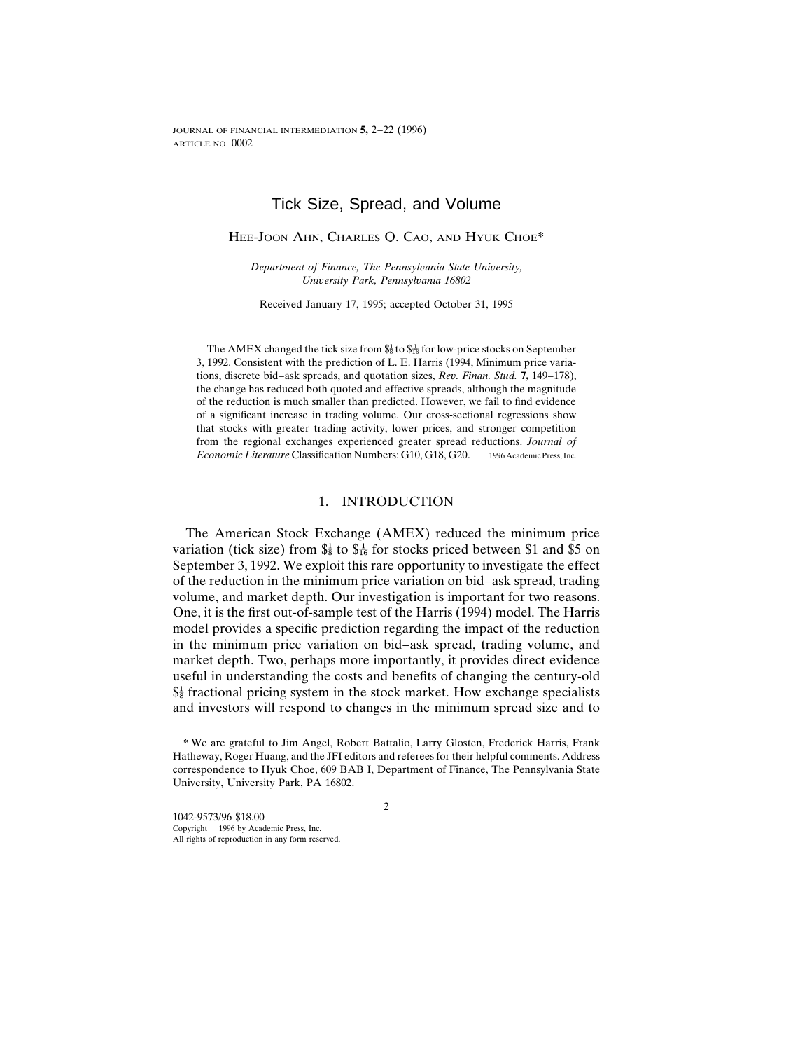# Tick Size, Spread, and Volume

Hee-Joon Ahn, Charles Q. Cao, and Hyuk Choe*

*Department of Finance, The Pennsylvania State University, University Park, Pennsylvania 16802*

Received January 17, 1995; accepted October 31, 1995

The AMEX changed the tick size from $\$\frac{1}{8}$ to $\$\frac{1}{16}$ for low-price stocks on September 3, 1992. Consistent with the prediction of L. E. Harris (1994, Minimum price variations, discrete bid–ask spreads, and quotation sizes, *Rev. Finan. Stud.* **7,** 149–178), the change has reduced both quoted and effective spreads, although the magnitude of the reduction is much smaller than predicted. However, we fail to find evidence of a significant increase in trading volume. Our cross-sectional regressions show that stocks with greater trading activity, lower prices, and stronger competition from the regional exchanges experienced greater spread reductions. *Journal of Economic Literature* Classification Numbers: G10, G18, G20. © 1996 Academic Press, Inc.

## 1. INTRODUCTION

The American Stock Exchange (AMEX) reduced the minimum price variation (tick size) from $\$\frac{1}{8}$ to $\$\frac{1}{16}$ for stocks priced between \$1 and \$5 on September 3, 1992. We exploit this rare opportunity to investigate the effect of the reduction in the minimum price variation on bid–ask spread, trading volume, and market depth. Our investigation is important for two reasons. One, it is the first out-of-sample test of the Harris (1994) model. The Harris model provides a specific prediction regarding the impact of the reduction in the minimum price variation on bid–ask spread, trading volume, and market depth. Two, perhaps more importantly, it provides direct evidence useful in understanding the costs and benefits of changing the century-old $\$\frac{1}{8}$ fractional pricing system in the stock market. How exchange specialists and investors will respond to changes in the minimum spread size and to

\* We are grateful to Jim Angel, Robert Battalio, Larry Glosten, Frederick Harris, Frank Hatheway, Roger Huang, and the JFI editors and referees for their helpful comments. Address correspondence to Hyuk Choe, 609 BAB I, Department of Finance, The Pennsylvania State University, University Park, PA 16802.

1042-9573/96 \$18.00
Copyright © 1996 by Academic Press, Inc.
All rights of reproduction in any form reserved.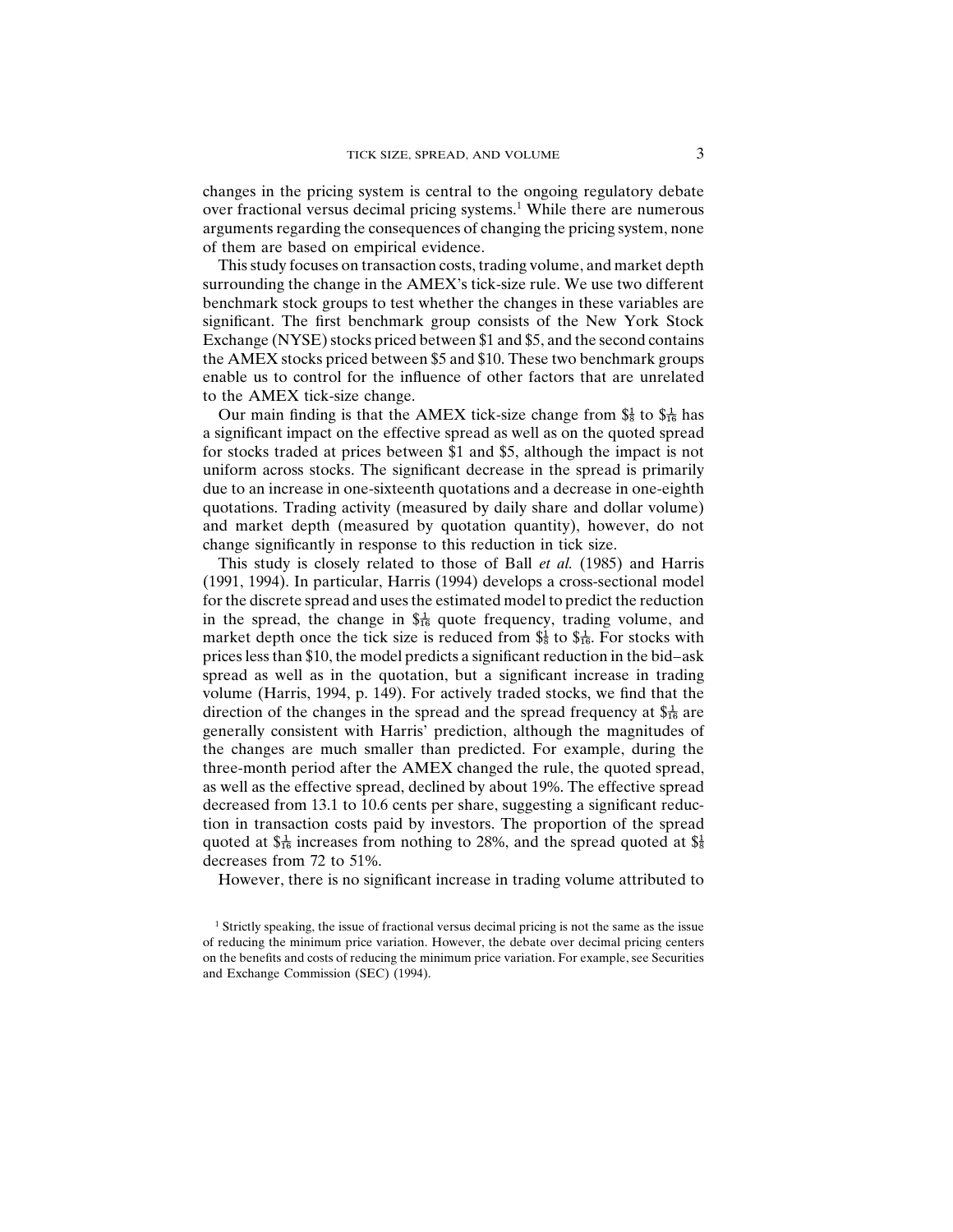changes in the pricing system is central to the ongoing regulatory debate over fractional versus decimal pricing systems.[1] While there are numerous arguments regarding the consequences of changing the pricing system, none of them are based on empirical evidence.

This study focuses on transaction costs, trading volume, and market depth surrounding the change in the AMEX's tick-size rule. We use two different benchmark stock groups to test whether the changes in these variables are significant. The first benchmark group consists of the New York Stock Exchange (NYSE) stocks priced between \$1 and \$5, and the second contains the AMEX stocks priced between \$5 and \$10. These two benchmark groups enable us to control for the influence of other factors that are unrelated to the AMEX tick-size change.

Our main finding is that the AMEX tick-size change from $\$\frac{1}{8}$ to $\$\frac{1}{16}$ has a significant impact on the effective spread as well as on the quoted spread for stocks traded at prices between \$1 and \$5, although the impact is not uniform across stocks. The significant decrease in the spread is primarily due to an increase in one-sixteenth quotations and a decrease in one-eighth quotations. Trading activity (measured by daily share and dollar volume) and market depth (measured by quotation quantity), however, do not change significantly in response to this reduction in tick size.

This study is closely related to those of Ball *et al.* (1985) and Harris (1991, 1994). In particular, Harris (1994) develops a cross-sectional model for the discrete spread and uses the estimated model to predict the reduction in the spread, the change in $\$\frac{1}{16}$ quote frequency, trading volume, and market depth once the tick size is reduced from $\$\frac{1}{8}$ to $\$\frac{1}{16}$. For stocks with prices less than \$10, the model predicts a significant reduction in the bid–ask spread as well as in the quotation, but a significant increase in trading volume (Harris, 1994, p. 149). For actively traded stocks, we find that the direction of the changes in the spread and the spread frequency at $\$\frac{1}{16}$ are generally consistent with Harris' prediction, although the magnitudes of the changes are much smaller than predicted. For example, during the three-month period after the AMEX changed the rule, the quoted spread, as well as the effective spread, declined by about 19%. The effective spread decreased from 13.1 to 10.6 cents per share, suggesting a significant reduction in transaction costs paid by investors. The proportion of the spread quoted at $\$\frac{1}{16}$ increases from nothing to 28%, and the spread quoted at $\$\frac{1}{8}$ decreases from 72 to 51%.

However, there is no significant increase in trading volume attributed to

[1] Strictly speaking, the issue of fractional versus decimal pricing is not the same as the issue of reducing the minimum price variation. However, the debate over decimal pricing centers on the benefits and costs of reducing the minimum price variation. For example, see Securities and Exchange Commission (SEC) (1994).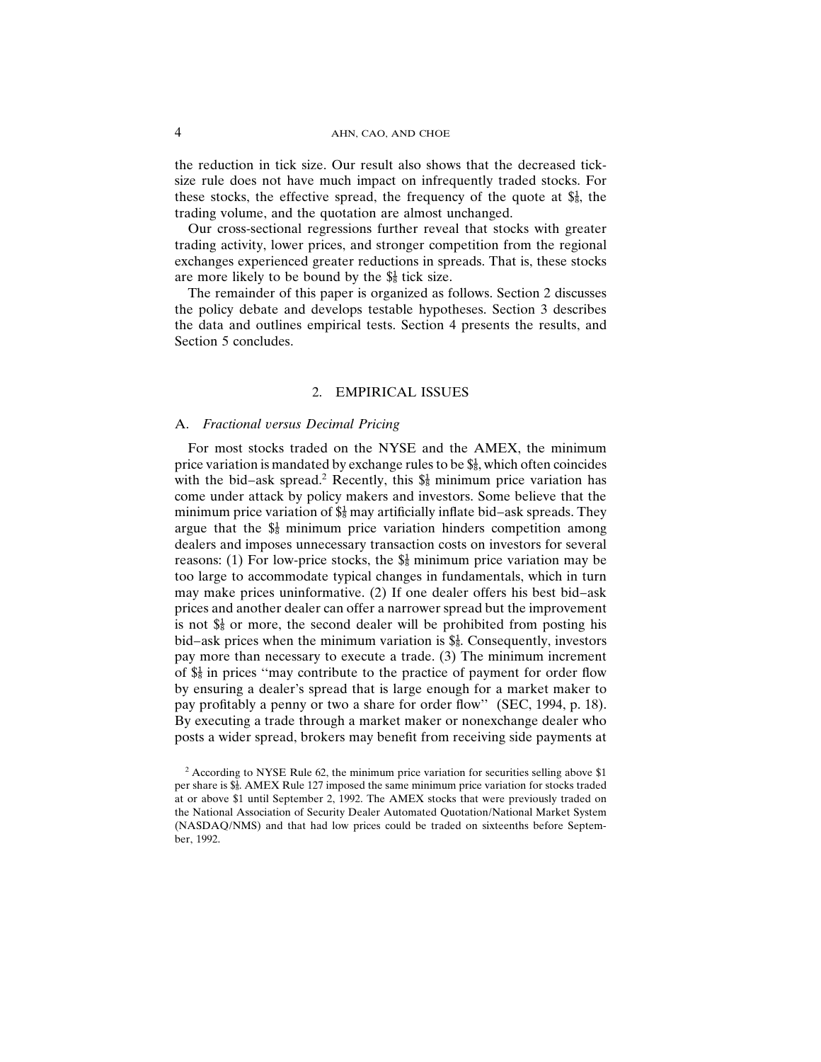the reduction in tick size. Our result also shows that the decreased tick-size rule does not have much impact on infrequently traded stocks. For these stocks, the effective spread, the frequency of the quote at $\$\frac{1}{8}$, the trading volume, and the quotation are almost unchanged.

Our cross-sectional regressions further reveal that stocks with greater trading activity, lower prices, and stronger competition from the regional exchanges experienced greater reductions in spreads. That is, these stocks are more likely to be bound by the $\$\frac{1}{8}$ tick size.

The remainder of this paper is organized as follows. Section 2 discusses the policy debate and develops testable hypotheses. Section 3 describes the data and outlines empirical tests. Section 4 presents the results, and Section 5 concludes.

## 2. EMPIRICAL ISSUES

### A. *Fractional versus Decimal Pricing*

For most stocks traded on the NYSE and the AMEX, the minimum price variation is mandated by exchange rules to be $\$\frac{1}{8}$, which often coincides with the bid–ask spread.[2] Recently, this $\$\frac{1}{8}$ minimum price variation has come under attack by policy makers and investors. Some believe that the minimum price variation of $\$\frac{1}{8}$ may artificially inflate bid–ask spreads. They argue that the $\$\frac{1}{8}$ minimum price variation hinders competition among dealers and imposes unnecessary transaction costs on investors for several reasons: (1) For low-price stocks, the $\$\frac{1}{8}$ minimum price variation may be too large to accommodate typical changes in fundamentals, which in turn may make prices uninformative. (2) If one dealer offers his best bid–ask prices and another dealer can offer a narrower spread but the improvement is not $\$\frac{1}{8}$ or more, the second dealer will be prohibited from posting his bid–ask prices when the minimum variation is $\$\frac{1}{8}$. Consequently, investors pay more than necessary to execute a trade. (3) The minimum increment of $\$\frac{1}{8}$ in prices "may contribute to the practice of payment for order flow by ensuring a dealer's spread that is large enough for a market maker to pay profitably a penny or two a share for order flow" (SEC, 1994, p. 18). By executing a trade through a market maker or nonexchange dealer who posts a wider spread, brokers may benefit from receiving side payments at

[2] According to NYSE Rule 62, the minimum price variation for securities selling above $1 per share is $\$\frac{1}{8}$. AMEX Rule 127 imposed the same minimum price variation for stocks traded at or above $1 until September 2, 1992. The AMEX stocks that were previously traded on the National Association of Security Dealer Automated Quotation/National Market System (NASDAQ/NMS) and that had low prices could be traded on sixteenths before September, 1992.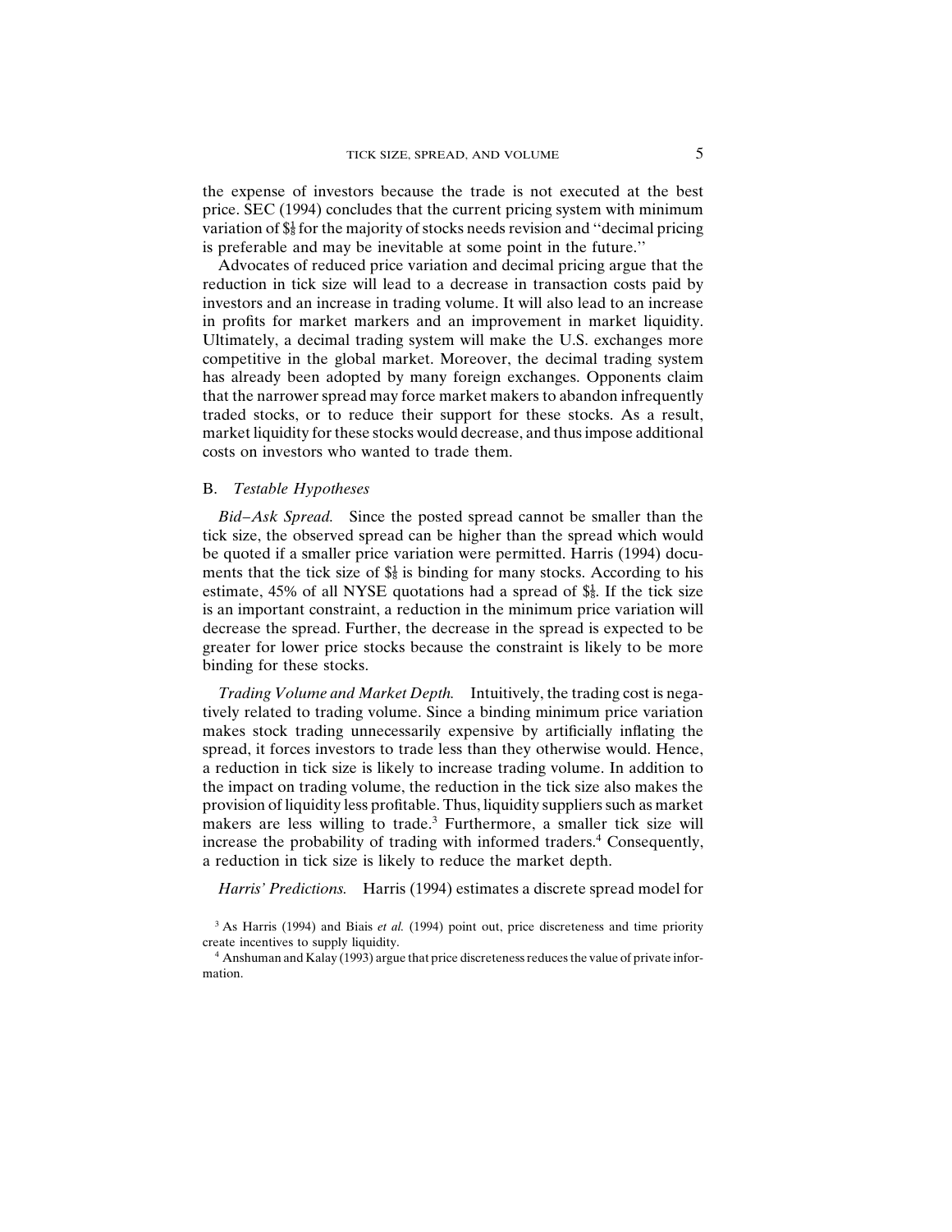the expense of investors because the trade is not executed at the best price. SEC (1994) concludes that the current pricing system with minimum variation of $\$\frac{1}{8}$ for the majority of stocks needs revision and ''decimal pricing is preferable and may be inevitable at some point in the future.''

Advocates of reduced price variation and decimal pricing argue that the reduction in tick size will lead to a decrease in transaction costs paid by investors and an increase in trading volume. It will also lead to an increase in profits for market markers and an improvement in market liquidity. Ultimately, a decimal trading system will make the U.S. exchanges more competitive in the global market. Moreover, the decimal trading system has already been adopted by many foreign exchanges. Opponents claim that the narrower spread may force market makers to abandon infrequently traded stocks, or to reduce their support for these stocks. As a result, market liquidity for these stocks would decrease, and thus impose additional costs on investors who wanted to trade them.

## B. *Testable Hypotheses*

*Bid–Ask Spread.* Since the posted spread cannot be smaller than the tick size, the observed spread can be higher than the spread which would be quoted if a smaller price variation were permitted. Harris (1994) documents that the tick size of $\$\frac{1}{8}$ is binding for many stocks. According to his estimate, 45% of all NYSE quotations had a spread of $\$\frac{1}{8}$. If the tick size is an important constraint, a reduction in the minimum price variation will decrease the spread. Further, the decrease in the spread is expected to be greater for lower price stocks because the constraint is likely to be more binding for these stocks.

*Trading Volume and Market Depth.* Intuitively, the trading cost is negatively related to trading volume. Since a binding minimum price variation makes stock trading unnecessarily expensive by artificially inflating the spread, it forces investors to trade less than they otherwise would. Hence, a reduction in tick size is likely to increase trading volume. In addition to the impact on trading volume, the reduction in the tick size also makes the provision of liquidity less profitable. Thus, liquidity suppliers such as market makers are less willing to trade.[3] Furthermore, a smaller tick size will increase the probability of trading with informed traders.[4] Consequently, a reduction in tick size is likely to reduce the market depth.

*Harris' Predictions.* Harris (1994) estimates a discrete spread model for

[3] As Harris (1994) and Biais *et al.* (1994) point out, price discreteness and time priority create incentives to supply liquidity.

[4] Anshuman and Kalay (1993) argue that price discreteness reduces the value of private information.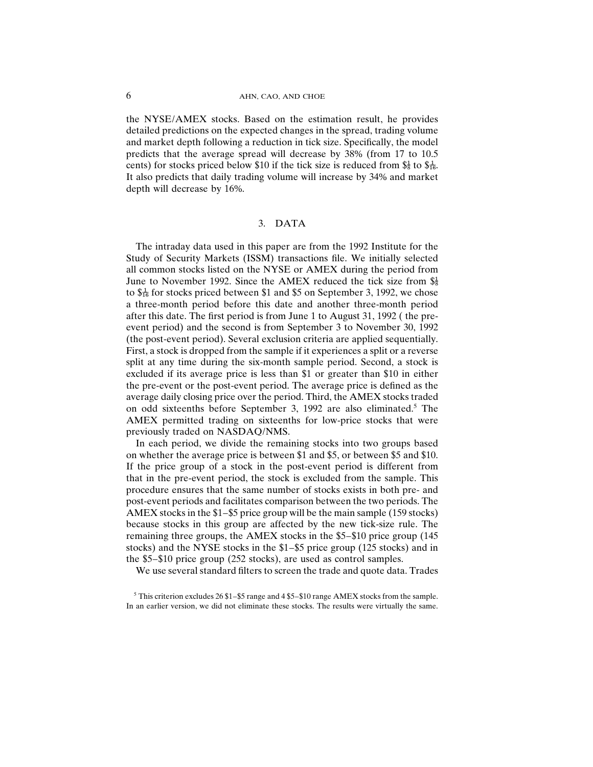the NYSE/AMEX stocks. Based on the estimation result, he provides detailed predictions on the expected changes in the spread, trading volume and market depth following a reduction in tick size. Specifically, the model predicts that the average spread will decrease by 38% (from 17 to 10.5 cents) for stocks priced below $10 if the tick size is reduced from $\$\frac{1}{8}$ to $\$\frac{1}{16}$. It also predicts that daily trading volume will increase by 34% and market depth will decrease by 16%.

## 3. DATA

The intraday data used in this paper are from the 1992 Institute for the Study of Security Markets (ISSM) transactions file. We initially selected all common stocks listed on the NYSE or AMEX during the period from June to November 1992. Since the AMEX reduced the tick size from $\$\frac{1}{8}$ to $\$\frac{1}{16}$ for stocks priced between $1 and $5 on September 3, 1992, we chose a three-month period before this date and another three-month period after this date. The first period is from June 1 to August 31, 1992 ( the pre-event period) and the second is from September 3 to November 30, 1992 (the post-event period). Several exclusion criteria are applied sequentially. First, a stock is dropped from the sample if it experiences a split or a reverse split at any time during the six-month sample period. Second, a stock is excluded if its average price is less than $1 or greater than $10 in either the pre-event or the post-event period. The average price is defined as the average daily closing price over the period. Third, the AMEX stocks traded on odd sixteenths before September 3, 1992 are also eliminated.[5] The AMEX permitted trading on sixteenths for low-price stocks that were previously traded on NASDAQ/NMS.

In each period, we divide the remaining stocks into two groups based on whether the average price is between $1 and $5, or between $5 and $10. If the price group of a stock in the post-event period is different from that in the pre-event period, the stock is excluded from the sample. This procedure ensures that the same number of stocks exists in both pre- and post-event periods and facilitates comparison between the two periods. The AMEX stocks in the $1–$5 price group will be the main sample (159 stocks) because stocks in this group are affected by the new tick-size rule. The remaining three groups, the AMEX stocks in the $5–$10 price group (145 stocks) and the NYSE stocks in the $1–$5 price group (125 stocks) and in the $5–$10 price group (252 stocks), are used as control samples.

We use several standard filters to screen the trade and quote data. Trades

[5] This criterion excludes 26 $1–$5 range and 4 $5–$10 range AMEX stocks from the sample. In an earlier version, we did not eliminate these stocks. The results were virtually the same.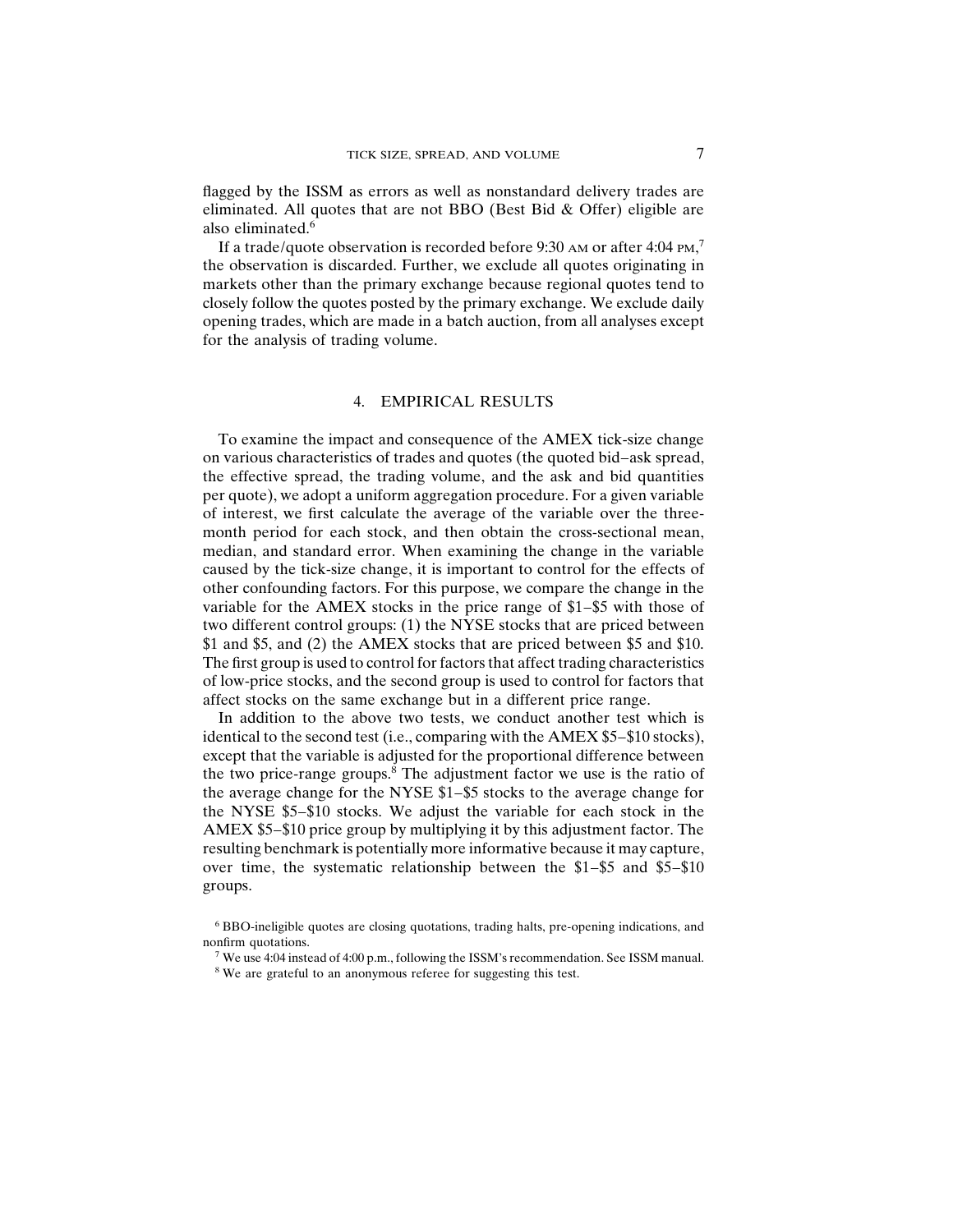flagged by the ISSM as errors as well as nonstandard delivery trades are eliminated. All quotes that are not BBO (Best Bid & Offer) eligible are also eliminated.[6]

If a trade/quote observation is recorded before 9:30 AM or after 4:04 PM,[7] the observation is discarded. Further, we exclude all quotes originating in markets other than the primary exchange because regional quotes tend to closely follow the quotes posted by the primary exchange. We exclude daily opening trades, which are made in a batch auction, from all analyses except for the analysis of trading volume.

## 4. EMPIRICAL RESULTS

To examine the impact and consequence of the AMEX tick-size change on various characteristics of trades and quotes (the quoted bid–ask spread, the effective spread, the trading volume, and the ask and bid quantities per quote), we adopt a uniform aggregation procedure. For a given variable of interest, we first calculate the average of the variable over the three-month period for each stock, and then obtain the cross-sectional mean, median, and standard error. When examining the change in the variable caused by the tick-size change, it is important to control for the effects of other confounding factors. For this purpose, we compare the change in the variable for the AMEX stocks in the price range of $1–$5 with those of two different control groups: (1) the NYSE stocks that are priced between $1 and $5, and (2) the AMEX stocks that are priced between $5 and $10. The first group is used to control for factors that affect trading characteristics of low-price stocks, and the second group is used to control for factors that affect stocks on the same exchange but in a different price range.

In addition to the above two tests, we conduct another test which is identical to the second test (i.e., comparing with the AMEX $5–$10 stocks), except that the variable is adjusted for the proportional difference between the two price-range groups.[8] The adjustment factor we use is the ratio of the average change for the NYSE $1–$5 stocks to the average change for the NYSE $5–$10 stocks. We adjust the variable for each stock in the AMEX $5–$10 price group by multiplying it by this adjustment factor. The resulting benchmark is potentially more informative because it may capture, over time, the systematic relationship between the $1–$5 and $5–$10 groups.

[6] BBO-ineligible quotes are closing quotations, trading halts, pre-opening indications, and nonfirm quotations.

[7] We use 4:04 instead of 4:00 p.m., following the ISSM's recommendation. See ISSM manual.

[8] We are grateful to an anonymous referee for suggesting this test.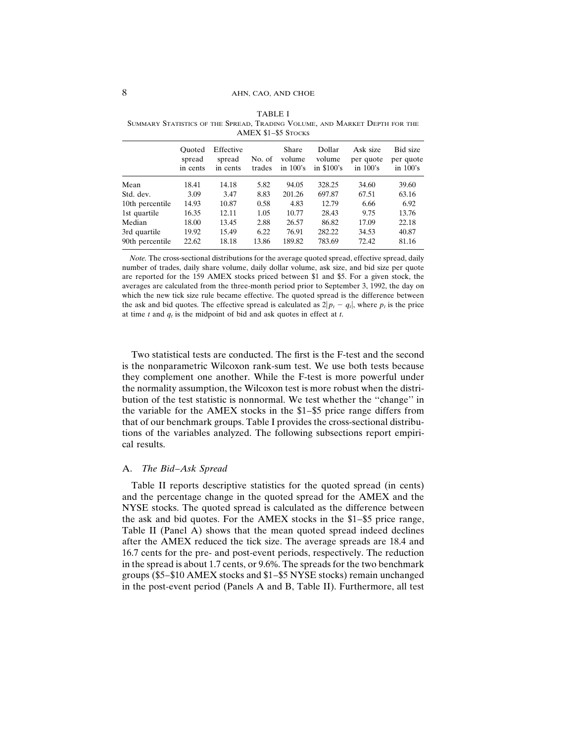TABLE I

Summary Statistics of the Spread, Trading Volume, and Market Depth for the AMEX $1–$5 Stocks

| | Quoted spread in cents | Effective spread in cents | No. of trades | Share volume in 100's | Dollar volume in $100's | Ask size per quote in 100's | Bid size per quote in 100's |
|---|---|---|---|---|---|---|---|
| Mean | 18.41 | 14.18 | 5.82 | 94.05 | 328.25 | 34.60 | 39.60 |
| Std. dev. | 3.09 | 3.47 | 8.83 | 201.26 | 697.87 | 67.51 | 63.16 |
| 10th percentile | 14.93 | 10.87 | 0.58 | 4.83 | 12.79 | 6.66 | 6.92 |
| 1st quartile | 16.35 | 12.11 | 1.05 | 10.77 | 28.43 | 9.75 | 13.76 |
| Median | 18.00 | 13.45 | 2.88 | 26.57 | 86.82 | 17.09 | 22.18 |
| 3rd quartile | 19.92 | 15.49 | 6.22 | 76.91 | 282.22 | 34.53 | 40.87 |
| 90th percentile | 22.62 | 18.18 | 13.86 | 189.82 | 783.69 | 72.42 | 81.16 |

*Note.* The cross-sectional distributions for the average quoted spread, effective spread, daily number of trades, daily share volume, daily dollar volume, ask size, and bid size per quote are reported for the 159 AMEX stocks priced between $1 and $5. For a given stock, the averages are calculated from the three-month period prior to September 3, 1992, the day on which the new tick size rule became effective. The quoted spread is the difference between the ask and bid quotes. The effective spread is calculated as $2|p_t - q_t|$, where $p_t$ is the price at time $t$ and $q_t$ is the midpoint of bid and ask quotes in effect at $t$.

Two statistical tests are conducted. The first is the F-test and the second is the nonparametric Wilcoxon rank-sum test. We use both tests because they complement one another. While the F-test is more powerful under the normality assumption, the Wilcoxon test is more robust when the distribution of the test statistic is nonnormal. We test whether the "change" in the variable for the AMEX stocks in the $1–$5 price range differs from that of our benchmark groups. Table I provides the cross-sectional distributions of the variables analyzed. The following subsections report empirical results.

## A. *The Bid–Ask Spread*

Table II reports descriptive statistics for the quoted spread (in cents) and the percentage change in the quoted spread for the AMEX and the NYSE stocks. The quoted spread is calculated as the difference between the ask and bid quotes. For the AMEX stocks in the $1–$5 price range, Table II (Panel A) shows that the mean quoted spread indeed declines after the AMEX reduced the tick size. The average spreads are 18.4 and 16.7 cents for the pre- and post-event periods, respectively. The reduction in the spread is about 1.7 cents, or 9.6%. The spreads for the two benchmark groups ($5–$10 AMEX stocks and $1–$5 NYSE stocks) remain unchanged in the post-event period (Panels A and B, Table II). Furthermore, all test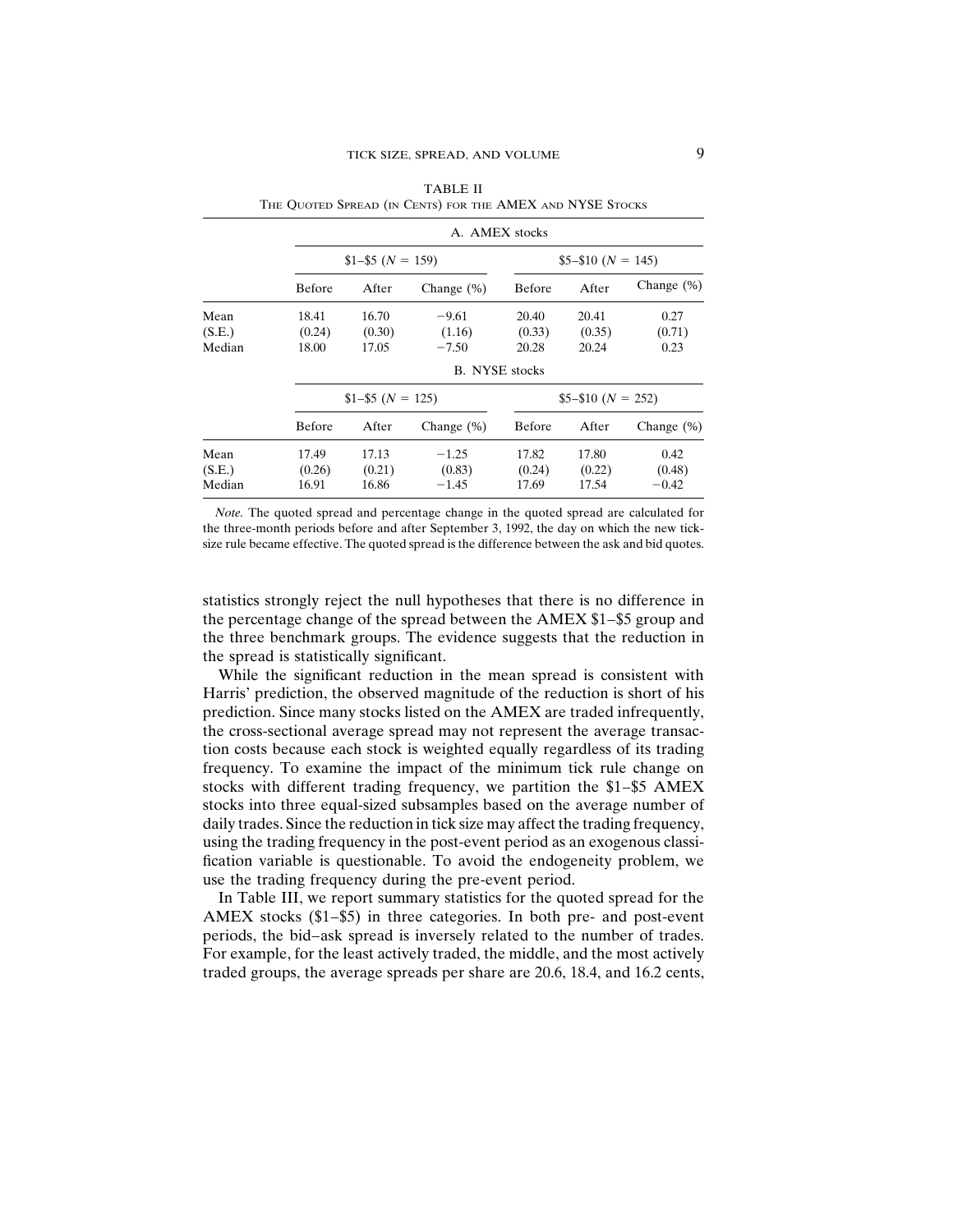TABLE II
THE QUOTED SPREAD (IN CENTS) FOR THE AMEX AND NYSE STOCKS

| | A. AMEX stocks | | | | | |
|---|---|---|---|---|---|---|
| | $1–$5 ($N$ = 159) | | | $5–$10 ($N$ = 145) | | |
| | Before | After | Change (%) | Before | After | Change (%) |
| Mean | 18.41 | 16.70 | −9.61 | 20.40 | 20.41 | 0.27 |
| (S.E.) | (0.24) | (0.30) | (1.16) | (0.33) | (0.35) | (0.71) |
| Median | 18.00 | 17.05 | −7.50 | 20.28 | 20.24 | 0.23 |
| | **B. NYSE stocks** | | | | | |
| | $1–$5 ($N$ = 125) | | | $5–$10 ($N$ = 252) | | |
| | Before | After | Change (%) | Before | After | Change (%) |
| Mean | 17.49 | 17.13 | −1.25 | 17.82 | 17.80 | 0.42 |
| (S.E.) | (0.26) | (0.21) | (0.83) | (0.24) | (0.22) | (0.48) |
| Median | 16.91 | 16.86 | −1.45 | 17.69 | 17.54 | −0.42 |

*Note.* The quoted spread and percentage change in the quoted spread are calculated for the three-month periods before and after September 3, 1992, the day on which the new tick-size rule became effective. The quoted spread is the difference between the ask and bid quotes.

statistics strongly reject the null hypotheses that there is no difference in the percentage change of the spread between the AMEX $1–$5 group and the three benchmark groups. The evidence suggests that the reduction in the spread is statistically significant.

While the significant reduction in the mean spread is consistent with Harris' prediction, the observed magnitude of the reduction is short of his prediction. Since many stocks listed on the AMEX are traded infrequently, the cross-sectional average spread may not represent the average transaction costs because each stock is weighted equally regardless of its trading frequency. To examine the impact of the minimum tick rule change on stocks with different trading frequency, we partition the $1–$5 AMEX stocks into three equal-sized subsamples based on the average number of daily trades. Since the reduction in tick size may affect the trading frequency, using the trading frequency in the post-event period as an exogenous classification variable is questionable. To avoid the endogeneity problem, we use the trading frequency during the pre-event period.

In Table III, we report summary statistics for the quoted spread for the AMEX stocks ($1–$5) in three categories. In both pre- and post-event periods, the bid–ask spread is inversely related to the number of trades. For example, for the least actively traded, the middle, and the most actively traded groups, the average spreads per share are 20.6, 18.4, and 16.2 cents,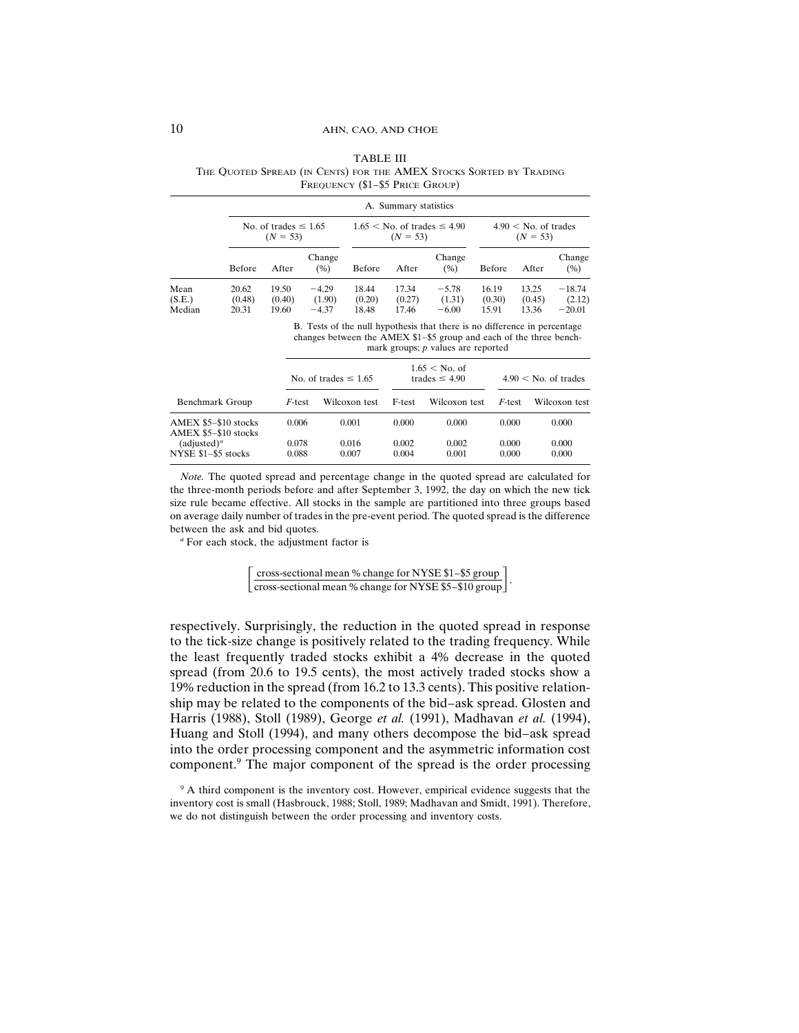TABLE III
The Quoted Spread (in Cents) for the AMEX Stocks Sorted by Trading Frequency ($1–$5 Price Group)

A. Summary statistics

| | No. of trades ≤ 1.65 ($N$ = 53) | | | 1.65 < No. of trades ≤ 4.90 ($N$ = 53) | | | 4.90 < No. of trades ($N$ = 53) | | |
|---|---|---|---|---|---|---|---|---|---|
| | Before | After | Change (%) | Before | After | Change (%) | Before | After | Change (%) |
| Mean | 20.62 | 19.50 | −4.29 | 18.44 | 17.34 | −5.78 | 16.19 | 13.25 | −18.74 |
| (S.E.) | (0.48) | (0.40) | (1.90) | (0.20) | (0.27) | (1.31) | (0.30) | (0.45) | (2.12) |
| Median | 20.31 | 19.60 | −4.37 | 18.48 | 17.46 | −6.00 | 15.91 | 13.36 | −20.01 |

B. Tests of the null hypothesis that there is no difference in percentage changes between the AMEX $1–$5 group and each of the three benchmark groups; $p$ values are reported

| | No. of trades ≤ 1.65 | | 1.65 < No. of trades ≤ 4.90 | | 4.90 < No. of trades | |
|---|---|---|---|---|---|---|
| Benchmark Group | $F$-test | Wilcoxon test | F-test | Wilcoxon test | $F$-test | Wilcoxon test |
| AMEX $5–$10 stocks | 0.006 | 0.001 | 0.000 | 0.000 | 0.000 | 0.000 |
| AMEX $5–$10 stocks (adjusted)[a] | 0.078 | 0.016 | 0.002 | 0.002 | 0.000 | 0.000 |
| NYSE $1–$5 stocks | 0.088 | 0.007 | 0.004 | 0.001 | 0.000 | 0.000 |

*Note.* The quoted spread and percentage change in the quoted spread are calculated for the three-month periods before and after September 3, 1992, the day on which the new tick size rule became effective. All stocks in the sample are partitioned into three groups based on average daily number of trades in the pre-event period. The quoted spread is the difference between the ask and bid quotes.

[a] For each stock, the adjustment factor is

$$\left[\frac{\text{cross-sectional mean \% change for NYSE \$1–\$5 group}}{\text{cross-sectional mean \% change for NYSE \$5–\$10 group}}\right].$$

respectively. Surprisingly, the reduction in the quoted spread in response to the tick-size change is positively related to the trading frequency. While the least frequently traded stocks exhibit a 4% decrease in the quoted spread (from 20.6 to 19.5 cents), the most actively traded stocks show a 19% reduction in the spread (from 16.2 to 13.3 cents). This positive relationship may be related to the components of the bid–ask spread. Glosten and Harris (1988), Stoll (1989), George *et al.* (1991), Madhavan *et al.* (1994), Huang and Stoll (1994), and many others decompose the bid–ask spread into the order processing component and the asymmetric information cost component.[9] The major component of the spread is the order processing

[9] A third component is the inventory cost. However, empirical evidence suggests that the inventory cost is small (Hasbrouck, 1988; Stoll, 1989; Madhavan and Smidt, 1991). Therefore, we do not distinguish between the order processing and inventory costs.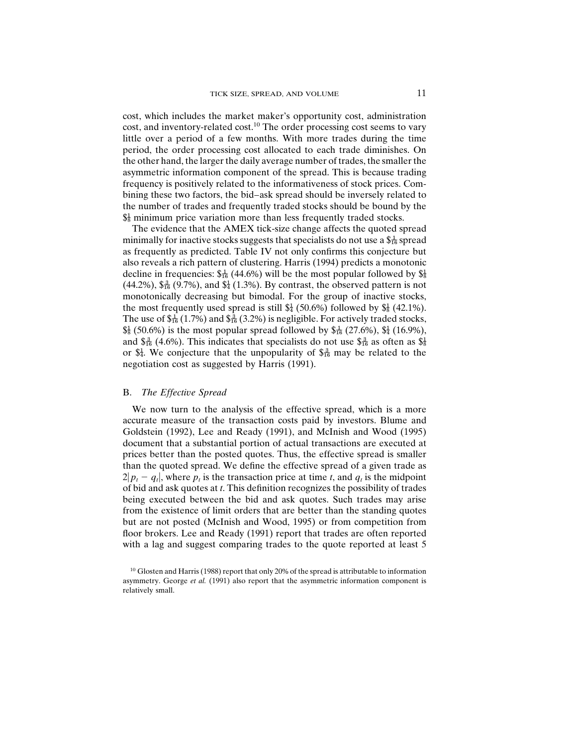cost, which includes the market maker's opportunity cost, administration cost, and inventory-related cost.[10] The order processing cost seems to vary little over a period of a few months. With more trades during the time period, the order processing cost allocated to each trade diminishes. On the other hand, the larger the daily average number of trades, the smaller the asymmetric information component of the spread. This is because trading frequency is positively related to the informativeness of stock prices. Combining these two factors, the bid–ask spread should be inversely related to the number of trades and frequently traded stocks should be bound by the $\$\frac{1}{8}$ minimum price variation more than less frequently traded stocks.

The evidence that the AMEX tick-size change affects the quoted spread minimally for inactive stocks suggests that specialists do not use a $\$\frac{1}{16}$ spread as frequently as predicted. Table IV not only confirms this conjecture but also reveals a rich pattern of clustering. Harris (1994) predicts a monotonic decline in frequencies: $\$\frac{1}{16}$ (44.6%) will be the most popular followed by $\$\frac{1}{8}$ (44.2%), $\$\frac{3}{16}$ (9.7%), and $\$\frac{1}{4}$ (1.3%). By contrast, the observed pattern is not monotonically decreasing but bimodal. For the group of inactive stocks, the most frequently used spread is still $\$\frac{1}{4}$ (50.6%) followed by $\$\frac{1}{8}$ (42.1%). The use of $\$\frac{1}{16}$ (1.7%) and $\$\frac{3}{16}$ (3.2%) is negligible. For actively traded stocks, $\$\frac{1}{8}$ (50.6%) is the most popular spread followed by $\$\frac{1}{16}$ (27.6%), $\$\frac{1}{4}$ (16.9%), and $\$\frac{3}{16}$ (4.6%). This indicates that specialists do not use $\$\frac{3}{16}$ as often as $\$\frac{1}{8}$ or $\$\frac{1}{4}$. We conjecture that the unpopularity of $\$\frac{3}{16}$ may be related to the negotiation cost as suggested by Harris (1991).

### B. *The Effective Spread*

We now turn to the analysis of the effective spread, which is a more accurate measure of the transaction costs paid by investors. Blume and Goldstein (1992), Lee and Ready (1991), and McInish and Wood (1995) document that a substantial portion of actual transactions are executed at prices better than the posted quotes. Thus, the effective spread is smaller than the quoted spread. We define the effective spread of a given trade as $2|p_t - q_t|$, where $p_t$ is the transaction price at time $t$, and $q_t$ is the midpoint of bid and ask quotes at $t$. This definition recognizes the possibility of trades being executed between the bid and ask quotes. Such trades may arise from the existence of limit orders that are better than the standing quotes but are not posted (McInish and Wood, 1995) or from competition from floor brokers. Lee and Ready (1991) report that trades are often reported with a lag and suggest comparing trades to the quote reported at least 5

[10] Glosten and Harris (1988) report that only 20% of the spread is attributable to information asymmetry. George *et al.* (1991) also report that the asymmetric information component is relatively small.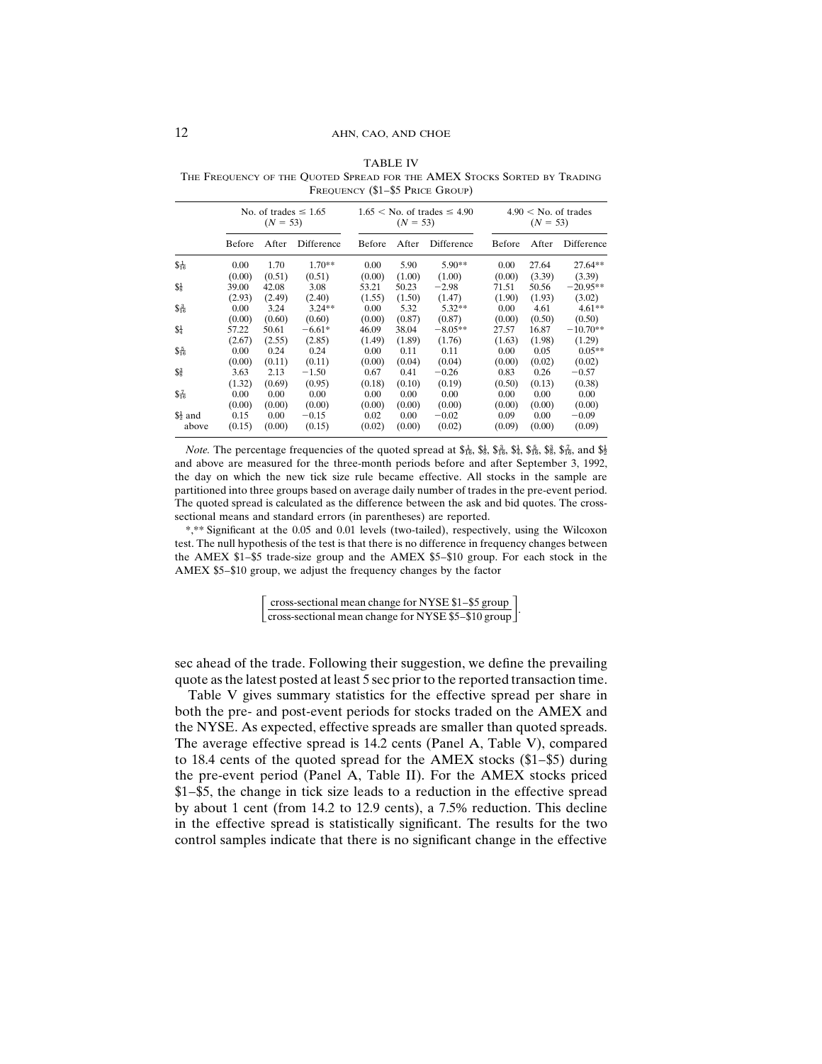TABLE IV

The Frequency of the Quoted Spread for the AMEX Stocks Sorted by Trading Frequency ($1–$5 Price Group)

| | No. of trades ≤ 1.65 (N = 53) | | | 1.65 < No. of trades ≤ 4.90 (N = 53) | | | 4.90 < No. of trades (N = 53) | | |
|---|---|---|---|---|---|---|---|---|---|
| | Before | After | Difference | Before | After | Difference | Before | After | Difference |
| $\$\frac{1}{16}$ | 0.00 | 1.70 | 1.70** | 0.00 | 5.90 | 5.90** | 0.00 | 27.64 | 27.64** |
| | (0.00) | (0.51) | (0.51) | (0.00) | (1.00) | (1.00) | (0.00) | (3.39) | (3.39) |
| $\$\frac{1}{8}$ | 39.00 | 42.08 | 3.08 | 53.21 | 50.23 | −2.98 | 71.51 | 50.56 | −20.95** |
| | (2.93) | (2.49) | (2.40) | (1.55) | (1.50) | (1.47) | (1.90) | (1.93) | (3.02) |
| $\$\frac{3}{16}$ | 0.00 | 3.24 | 3.24** | 0.00 | 5.32 | 5.32** | 0.00 | 4.61 | 4.61** |
| | (0.00) | (0.60) | (0.60) | (0.00) | (0.87) | (0.87) | (0.00) | (0.50) | (0.50) |
| $\$\frac{1}{4}$ | 57.22 | 50.61 | −6.61* | 46.09 | 38.04 | −8.05** | 27.57 | 16.87 | −10.70** |
| | (2.67) | (2.55) | (2.85) | (1.49) | (1.89) | (1.76) | (1.63) | (1.98) | (1.29) |
| $\$\frac{5}{16}$ | 0.00 | 0.24 | 0.24 | 0.00 | 0.11 | 0.11 | 0.00 | 0.05 | 0.05** |
| | (0.00) | (0.11) | (0.11) | (0.00) | (0.04) | (0.04) | (0.00) | (0.02) | (0.02) |
| $\$\frac{3}{8}$ | 3.63 | 2.13 | −1.50 | 0.67 | 0.41 | −0.26 | 0.83 | 0.26 | −0.57 |
| | (1.32) | (0.69) | (0.95) | (0.18) | (0.10) | (0.19) | (0.50) | (0.13) | (0.38) |
| $\$\frac{7}{16}$ | 0.00 | 0.00 | 0.00 | 0.00 | 0.00 | 0.00 | 0.00 | 0.00 | 0.00 |
| | (0.00) | (0.00) | (0.00) | (0.00) | (0.00) | (0.00) | (0.00) | (0.00) | (0.00) |
| $\$\frac{1}{2}$ and above | 0.15 | 0.00 | −0.15 | 0.02 | 0.00 | −0.02 | 0.09 | 0.00 | −0.09 |
| | (0.15) | (0.00) | (0.15) | (0.02) | (0.00) | (0.02) | (0.09) | (0.00) | (0.09) |

*Note.* The percentage frequencies of the quoted spread at $\$\frac{1}{16}$, $\$\frac{1}{8}$, $\$\frac{3}{16}$, $\$\frac{1}{4}$, $\$\frac{5}{16}$, $\$\frac{3}{8}$, $\$\frac{7}{16}$, and $\$\frac{1}{2}$ and above are measured for the three-month periods before and after September 3, 1992, the day on which the new tick size rule became effective. All stocks in the sample are partitioned into three groups based on average daily number of trades in the pre-event period. The quoted spread is calculated as the difference between the ask and bid quotes. The cross-sectional means and standard errors (in parentheses) are reported.

*,** Significant at the 0.05 and 0.01 levels (two-tailed), respectively, using the Wilcoxon test. The null hypothesis of the test is that there is no difference in frequency changes between the AMEX $1–$5 trade-size group and the AMEX $5–$10 group. For each stock in the AMEX $5–$10 group, we adjust the frequency changes by the factor

$$\left[\frac{\text{cross-sectional mean change for NYSE \$1–\$5 group}}{\text{cross-sectional mean change for NYSE \$5–\$10 group}}\right].$$

sec ahead of the trade. Following their suggestion, we define the prevailing quote as the latest posted at least 5 sec prior to the reported transaction time.

Table V gives summary statistics for the effective spread per share in both the pre- and post-event periods for stocks traded on the AMEX and the NYSE. As expected, effective spreads are smaller than quoted spreads. The average effective spread is 14.2 cents (Panel A, Table V), compared to 18.4 cents of the quoted spread for the AMEX stocks ($1–$5) during the pre-event period (Panel A, Table II). For the AMEX stocks priced $1–$5, the change in tick size leads to a reduction in the effective spread by about 1 cent (from 14.2 to 12.9 cents), a 7.5% reduction. This decline in the effective spread is statistically significant. The results for the two control samples indicate that there is no significant change in the effective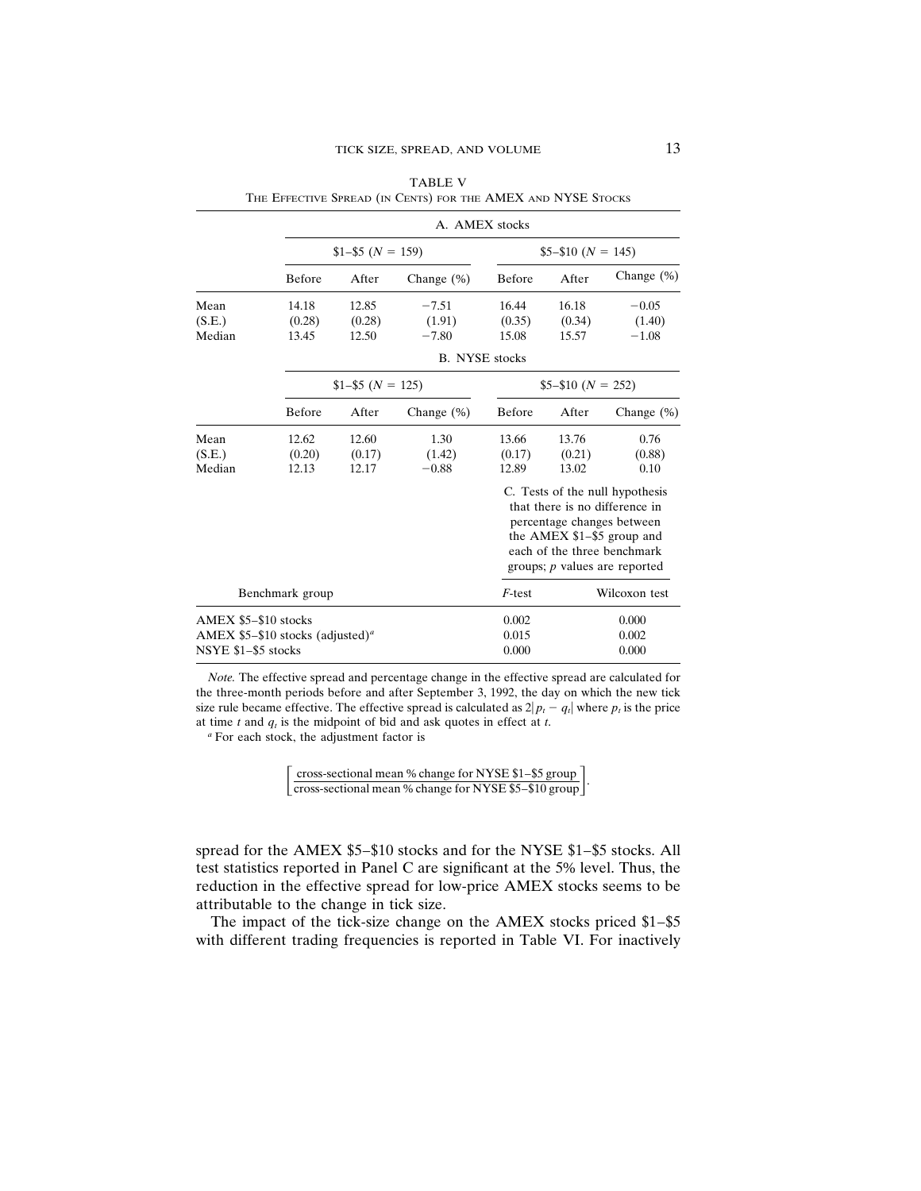TABLE V
The Effective Spread (in Cents) for the AMEX and NYSE Stocks

| | A. AMEX stocks | | | | | |
|---|---|---|---|---|---|---|
| | \$1–\$5 ($N$ = 159) | | | \$5–\$10 ($N$ = 145) | | |
| | Before | After | Change (%) | Before | After | Change (%) |
| Mean | 14.18 | 12.85 | −7.51 | 16.44 | 16.18 | −0.05 |
| (S.E.) | (0.28) | (0.28) | (1.91) | (0.35) | (0.34) | (1.40) |
| Median | 13.45 | 12.50 | −7.80 | 15.08 | 15.57 | −1.08 |

| | B. NYSE stocks | | | | | |
|---|---|---|---|---|---|---|
| | \$1–\$5 ($N$ = 125) | | | \$5–\$10 ($N$ = 252) | | |
| | Before | After | Change (%) | Before | After | Change (%) |
| Mean | 12.62 | 12.60 | 1.30 | 13.66 | 13.76 | 0.76 |
| (S.E.) | (0.20) | (0.17) | (1.42) | (0.17) | (0.21) | (0.88) |
| Median | 12.13 | 12.17 | −0.88 | 12.89 | 13.02 | 0.10 |

C. Tests of the null hypothesis that there is no difference in percentage changes between the AMEX \$1–\$5 group and each of the three benchmark groups; $p$ values are reported

| Benchmark group | $F$-test | Wilcoxon test |
|---|---|---|
| AMEX \$5–\$10 stocks | 0.002 | 0.000 |
| AMEX \$5–\$10 stocks (adjusted)[a] | 0.015 | 0.002 |
| NSYE \$1–\$5 stocks | 0.000 | 0.000 |

*Note.* The effective spread and percentage change in the effective spread are calculated for the three-month periods before and after September 3, 1992, the day on which the new tick size rule became effective. The effective spread is calculated as $2|p_t - q_t|$ where $p_t$ is the price at time $t$ and $q_t$ is the midpoint of bid and ask quotes in effect at $t$.

[a] For each stock, the adjustment factor is

$$\left[\frac{\text{cross-sectional mean \% change for NYSE \$1–\$5 group}}{\text{cross-sectional mean \% change for NYSE \$5–\$10 group}}\right].$$

spread for the AMEX \$5–\$10 stocks and for the NYSE \$1–\$5 stocks. All test statistics reported in Panel C are significant at the 5% level. Thus, the reduction in the effective spread for low-price AMEX stocks seems to be attributable to the change in tick size.

The impact of the tick-size change on the AMEX stocks priced \$1–\$5 with different trading frequencies is reported in Table VI. For inactively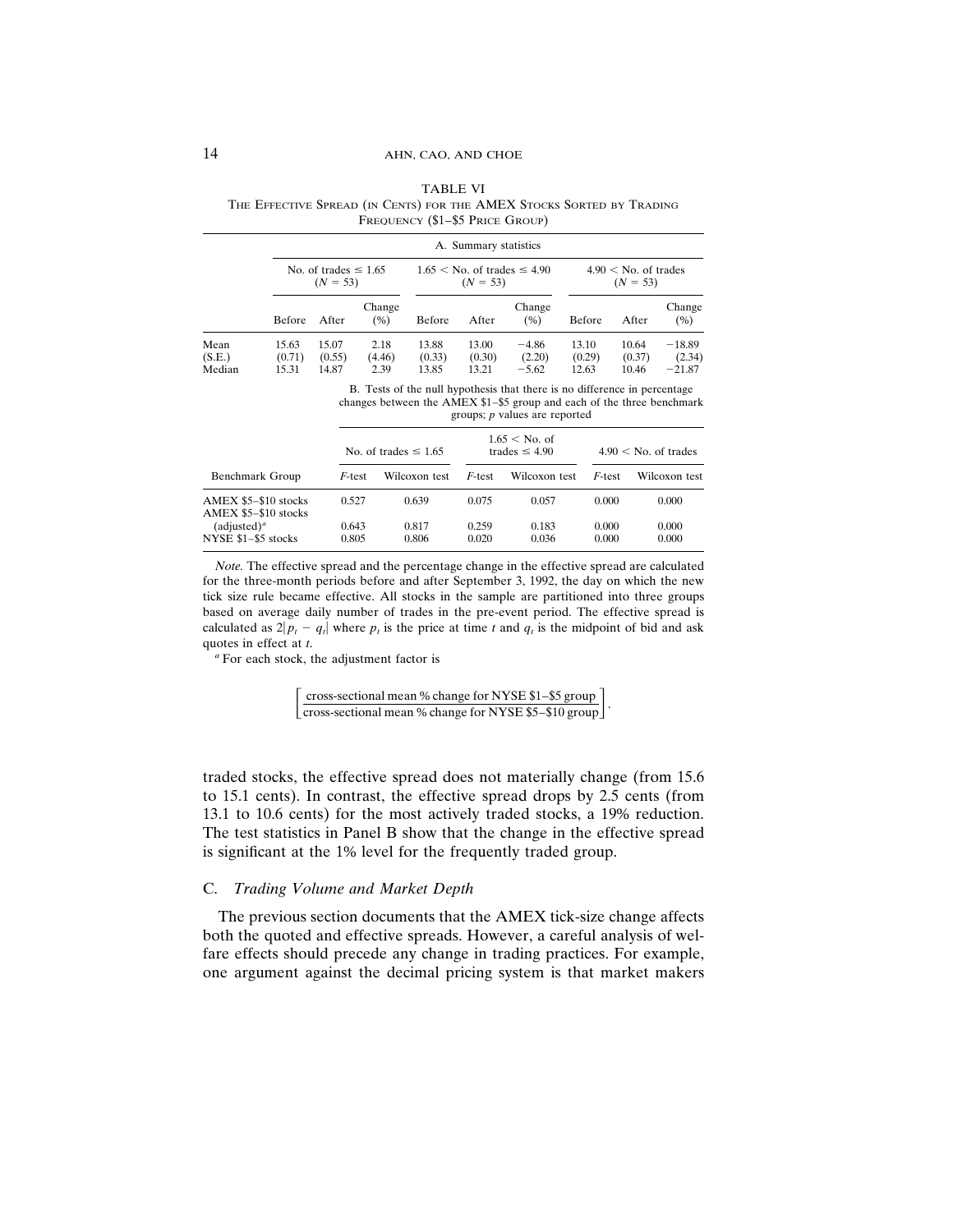TABLE VI
THE EFFECTIVE SPREAD (IN CENTS) FOR THE AMEX STOCKS SORTED BY TRADING FREQUENCY ($1–$5 PRICE GROUP)

A. Summary statistics

| | No. of trades ≤ 1.65 ($N$ = 53) | | | 1.65 < No. of trades ≤ 4.90 ($N$ = 53) | | | 4.90 < No. of trades ($N$ = 53) | | |
|---|---|---|---|---|---|---|---|---|---|
| | Before | After | Change (%) | Before | After | Change (%) | Before | After | Change (%) |
| Mean | 15.63 | 15.07 | 2.18 | 13.88 | 13.00 | −4.86 | 13.10 | 10.64 | −18.89 |
| (S.E.) | (0.71) | (0.55) | (4.46) | (0.33) | (0.30) | (2.20) | (0.29) | (0.37) | (2.34) |
| Median | 15.31 | 14.87 | 2.39 | 13.85 | 13.21 | −5.62 | 12.63 | 10.46 | −21.87 |

B. Tests of the null hypothesis that there is no difference in percentage changes between the AMEX $1–$5 group and each of the three benchmark groups; $p$ values are reported

| | No. of trades ≤ 1.65 | | 1.65 < No. of trades ≤ 4.90 | | 4.90 < No. of trades | |
|---|---|---|---|---|---|---|
| Benchmark Group | $F$-test | Wilcoxon test | $F$-test | Wilcoxon test | $F$-test | Wilcoxon test |
| AMEX $5–$10 stocks | 0.527 | 0.639 | 0.075 | 0.057 | 0.000 | 0.000 |
| AMEX $5–$10 stocks (adjusted)[a] | 0.643 | 0.817 | 0.259 | 0.183 | 0.000 | 0.000 |
| NYSE $1–$5 stocks | 0.805 | 0.806 | 0.020 | 0.036 | 0.000 | 0.000 |

*Note.* The effective spread and the percentage change in the effective spread are calculated for the three-month periods before and after September 3, 1992, the day on which the new tick size rule became effective. All stocks in the sample are partitioned into three groups based on average daily number of trades in the pre-event period. The effective spread is calculated as $2|p_t - q_t|$ where $p_t$ is the price at time $t$ and $q_t$ is the midpoint of bid and ask quotes in effect at $t$.

[a] For each stock, the adjustment factor is

$$\left[\frac{\text{cross-sectional mean \% change for NYSE \$1–\$5 group}}{\text{cross-sectional mean \% change for NYSE \$5–\$10 group}}\right].$$

traded stocks, the effective spread does not materially change (from 15.6 to 15.1 cents). In contrast, the effective spread drops by 2.5 cents (from 13.1 to 10.6 cents) for the most actively traded stocks, a 19% reduction. The test statistics in Panel B show that the change in the effective spread is significant at the 1% level for the frequently traded group.

## C. *Trading Volume and Market Depth*

The previous section documents that the AMEX tick-size change affects both the quoted and effective spreads. However, a careful analysis of welfare effects should precede any change in trading practices. For example, one argument against the decimal pricing system is that market makers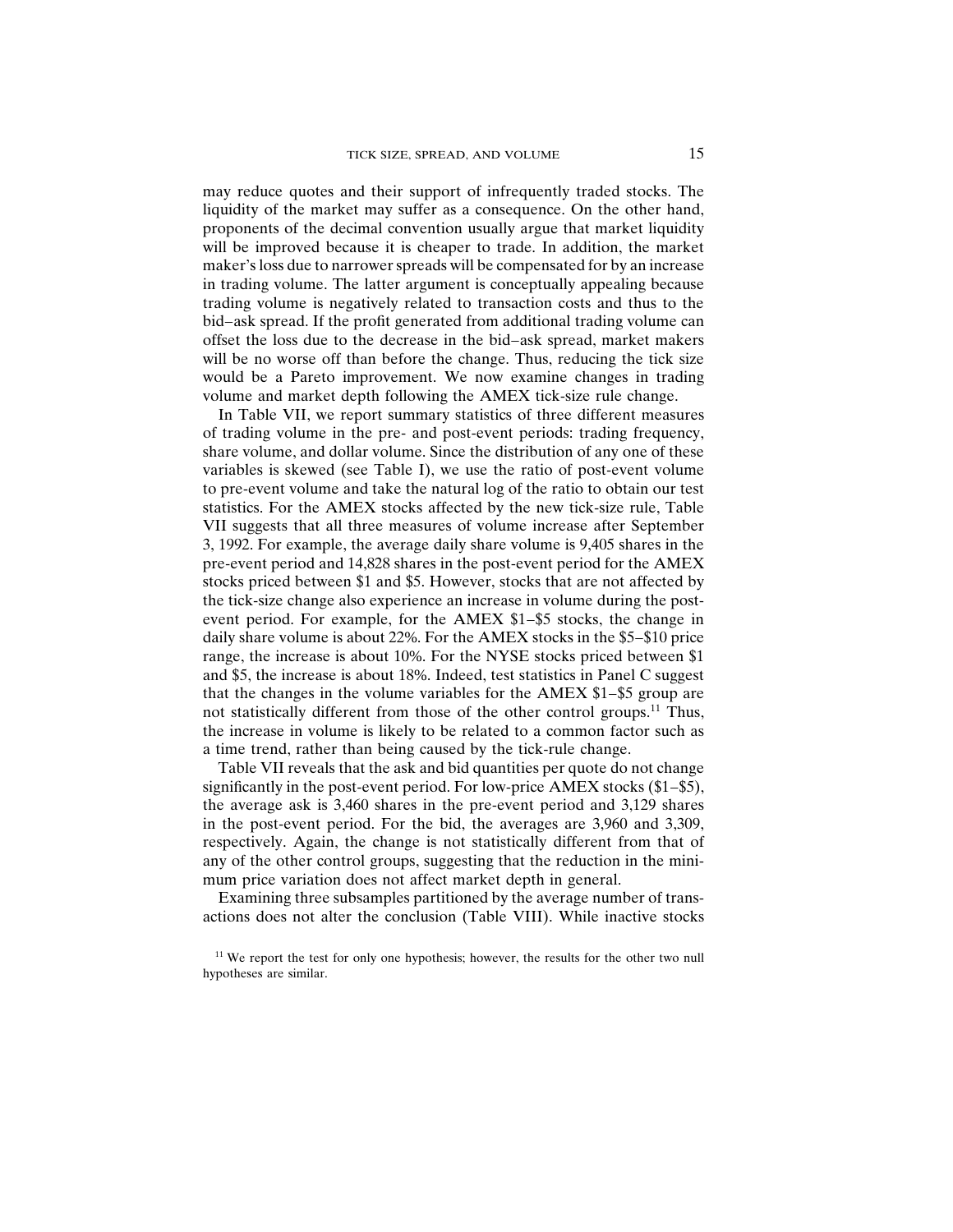may reduce quotes and their support of infrequently traded stocks. The liquidity of the market may suffer as a consequence. On the other hand, proponents of the decimal convention usually argue that market liquidity will be improved because it is cheaper to trade. In addition, the market maker's loss due to narrower spreads will be compensated for by an increase in trading volume. The latter argument is conceptually appealing because trading volume is negatively related to transaction costs and thus to the bid–ask spread. If the profit generated from additional trading volume can offset the loss due to the decrease in the bid–ask spread, market makers will be no worse off than before the change. Thus, reducing the tick size would be a Pareto improvement. We now examine changes in trading volume and market depth following the AMEX tick-size rule change.

In Table VII, we report summary statistics of three different measures of trading volume in the pre- and post-event periods: trading frequency, share volume, and dollar volume. Since the distribution of any one of these variables is skewed (see Table I), we use the ratio of post-event volume to pre-event volume and take the natural log of the ratio to obtain our test statistics. For the AMEX stocks affected by the new tick-size rule, Table VII suggests that all three measures of volume increase after September 3, 1992. For example, the average daily share volume is 9,405 shares in the pre-event period and 14,828 shares in the post-event period for the AMEX stocks priced between $1 and $5. However, stocks that are not affected by the tick-size change also experience an increase in volume during the post-event period. For example, for the AMEX $1–$5 stocks, the change in daily share volume is about 22%. For the AMEX stocks in the $5–$10 price range, the increase is about 10%. For the NYSE stocks priced between $1 and $5, the increase is about 18%. Indeed, test statistics in Panel C suggest that the changes in the volume variables for the AMEX $1–$5 group are not statistically different from those of the other control groups.[11] Thus, the increase in volume is likely to be related to a common factor such as a time trend, rather than being caused by the tick-rule change.

Table VII reveals that the ask and bid quantities per quote do not change significantly in the post-event period. For low-price AMEX stocks ($1–$5), the average ask is 3,460 shares in the pre-event period and 3,129 shares in the post-event period. For the bid, the averages are 3,960 and 3,309, respectively. Again, the change is not statistically different from that of any of the other control groups, suggesting that the reduction in the minimum price variation does not affect market depth in general.

Examining three subsamples partitioned by the average number of transactions does not alter the conclusion (Table VIII). While inactive stocks

[11] We report the test for only one hypothesis; however, the results for the other two null hypotheses are similar.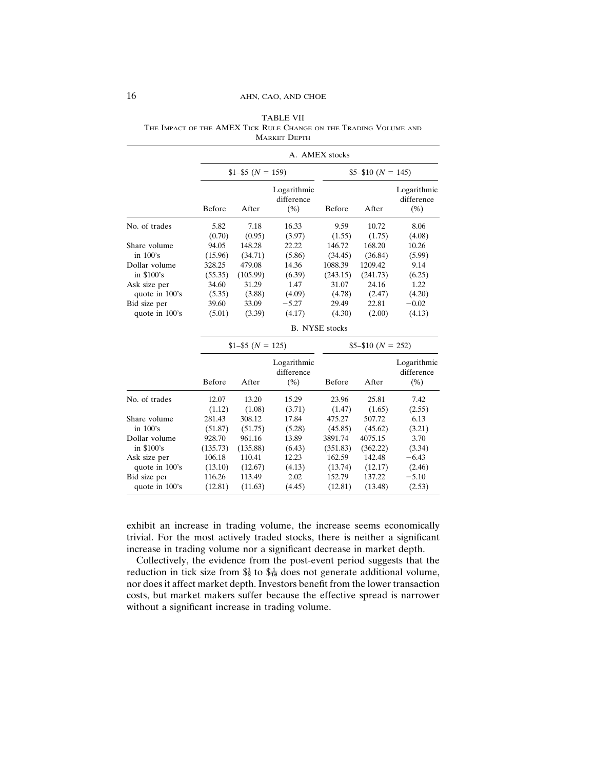TABLE VII
THE IMPACT OF THE AMEX TICK RULE CHANGE ON THE TRADING VOLUME AND MARKET DEPTH

| | A. AMEX stocks | | | | | |
|---|---|---|---|---|---|---|
| | $1–$5 ($N$ = 159) | | | $5–$10 ($N$ = 145) | | |
| | Before | After | Logarithmic difference (%) | Before | After | Logarithmic difference (%) |
| No. of trades | 5.82 | 7.18 | 16.33 | 9.59 | 10.72 | 8.06 |
| | (0.70) | (0.95) | (3.97) | (1.55) | (1.75) | (4.08) |
| Share volume in 100's | 94.05 | 148.28 | 22.22 | 146.72 | 168.20 | 10.26 |
| | (15.96) | (34.71) | (5.86) | (34.45) | (36.84) | (5.99) |
| Dollar volume in $100's | 328.25 | 479.08 | 14.36 | 1088.39 | 1209.42 | 9.14 |
| | (55.35) | (105.99) | (6.39) | (243.15) | (241.73) | (6.25) |
| Ask size per quote in 100's | 34.60 | 31.29 | 1.47 | 31.07 | 24.16 | 1.22 |
| | (5.35) | (3.88) | (4.09) | (4.78) | (2.47) | (4.20) |
| Bid size per quote in 100's | 39.60 | 33.09 | −5.27 | 29.49 | 22.81 | −0.02 |
| | (5.01) | (3.39) | (4.17) | (4.30) | (2.00) | (4.13) |

| | B. NYSE stocks | | | | | |
|---|---|---|---|---|---|---|
| | $1–$5 ($N$ = 125) | | | $5–$10 ($N$ = 252) | | |
| | Before | After | Logarithmic difference (%) | Before | After | Logarithmic difference (%) |
| No. of trades | 12.07 | 13.20 | 15.29 | 23.96 | 25.81 | 7.42 |
| | (1.12) | (1.08) | (3.71) | (1.47) | (1.65) | (2.55) |
| Share volume in 100's | 281.43 | 308.12 | 17.84 | 475.27 | 507.72 | 6.13 |
| | (51.87) | (51.75) | (5.28) | (45.85) | (45.62) | (3.21) |
| Dollar volume in $100's | 928.70 | 961.16 | 13.89 | 3891.74 | 4075.15 | 3.70 |
| | (135.73) | (135.88) | (6.43) | (351.83) | (362.22) | (3.34) |
| Ask size per quote in 100's | 106.18 | 110.41 | 12.23 | 162.59 | 142.48 | −6.43 |
| | (13.10) | (12.67) | (4.13) | (13.74) | (12.17) | (2.46) |
| Bid size per quote in 100's | 116.26 | 113.49 | 2.02 | 152.79 | 137.22 | −5.10 |
| | (12.81) | (11.63) | (4.45) | (12.81) | (13.48) | (2.53) |

exhibit an increase in trading volume, the increase seems economically trivial. For the most actively traded stocks, there is neither a significant increase in trading volume nor a significant decrease in market depth.

Collectively, the evidence from the post-event period suggests that the reduction in tick size from $\$\frac{1}{8}$ to $\$\frac{1}{16}$ does not generate additional volume, nor does it affect market depth. Investors benefit from the lower transaction costs, but market makers suffer because the effective spread is narrower without a significant increase in trading volume.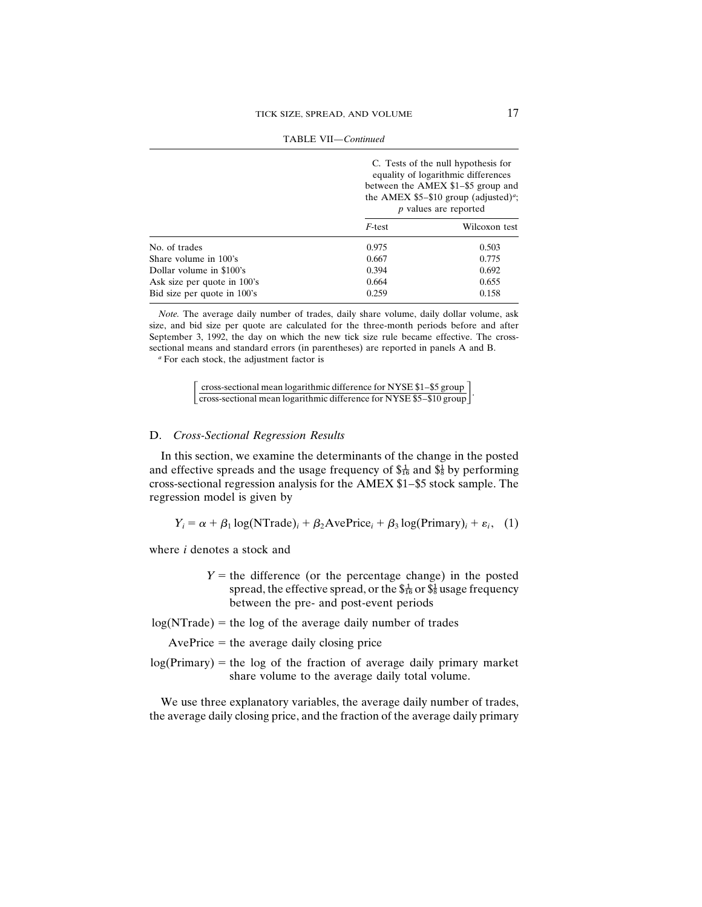TABLE VII—*Continued*

| | C. Tests of the null hypothesis for equality of logarithmic differences between the AMEX \$1–\$5 group and the AMEX \$5–\$10 group (adjusted)[a]; *p* values are reported | |
|---|---|---|
| | *F*-test | Wilcoxon test |
| No. of trades | 0.975 | 0.503 |
| Share volume in 100's | 0.667 | 0.775 |
| Dollar volume in \$100's | 0.394 | 0.692 |
| Ask size per quote in 100's | 0.664 | 0.655 |
| Bid size per quote in 100's | 0.259 | 0.158 |

*Note.* The average daily number of trades, daily share volume, daily dollar volume, ask size, and bid size per quote are calculated for the three-month periods before and after September 3, 1992, the day on which the new tick size rule became effective. The cross-sectional means and standard errors (in parentheses) are reported in panels A and B.

[a] For each stock, the adjustment factor is

$$\left[\frac{\text{cross-sectional mean logarithmic difference for NYSE \$1–\$5 group}}{\text{cross-sectional mean logarithmic difference for NYSE \$5–\$10 group}}\right].$$

### D. *Cross-Sectional Regression Results*

In this section, we examine the determinants of the change in the posted and effective spreads and the usage frequency of $\$\frac{1}{16}$ and $\$\frac{1}{8}$ by performing cross-sectional regression analysis for the AMEX \$1–\$5 stock sample. The regression model is given by

$$Y_i = \alpha + \beta_1 \log(\text{NTrade})_i + \beta_2 \text{AvePrice}_i + \beta_3 \log(\text{Primary})_i + \varepsilon_i, \quad (1)$$

where $i$ denotes a stock and

$Y$ = the difference (or the percentage change) in the posted spread, the effective spread, or the $\$\frac{1}{16}$ or $\$\frac{1}{8}$ usage frequency between the pre- and post-event periods

log(NTrade) = the log of the average daily number of trades

AvePrice = the average daily closing price

log(Primary) = the log of the fraction of average daily primary market share volume to the average daily total volume.

We use three explanatory variables, the average daily number of trades, the average daily closing price, and the fraction of the average daily primary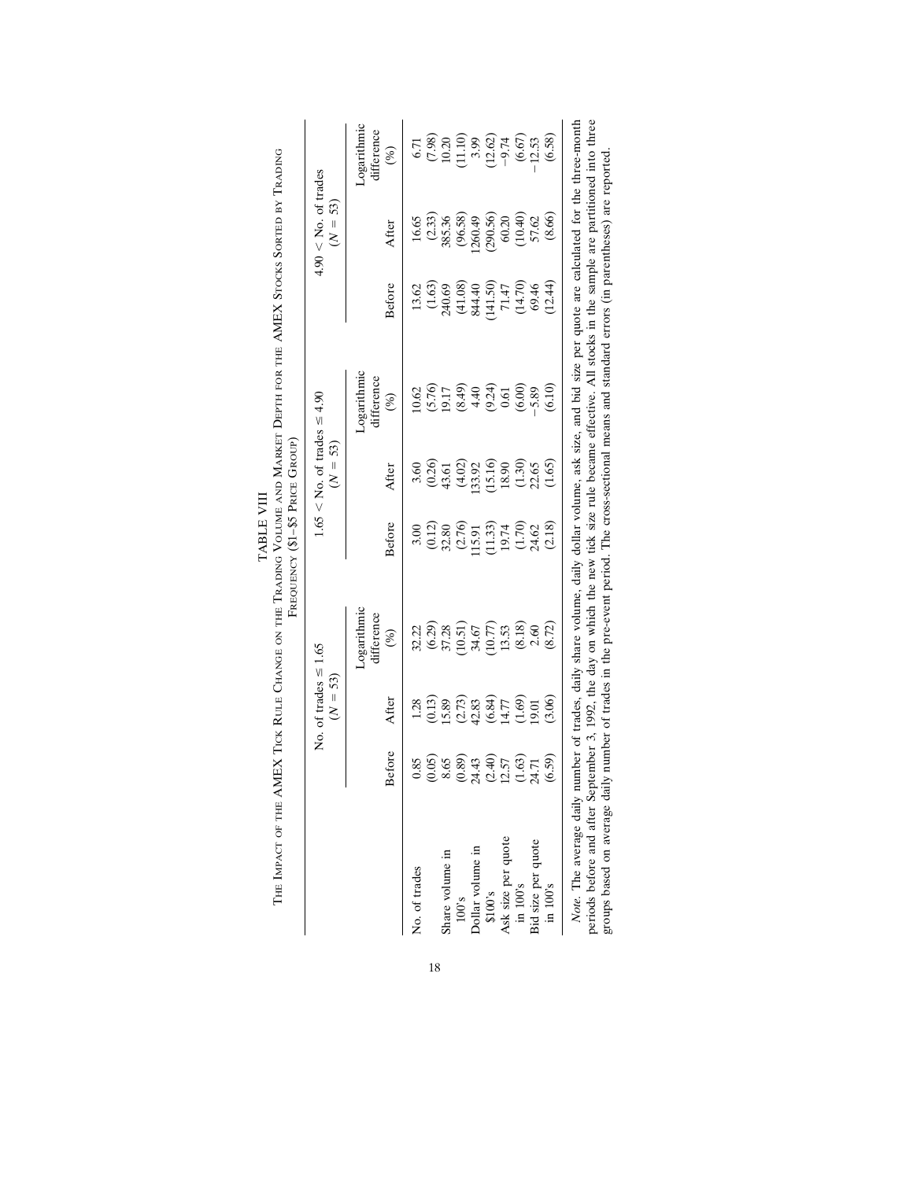TABLE VIII

The Impact of the AMEX Tick Rule Change on the Trading Volume and Market Depth for the AMEX Stocks Sorted by Trading Frequency ($1–$5 Price Group)

| | No. of trades ≤ 1.65 ($N$ = 53) | | | 1.65 < No. of trades ≤ 4.90 ($N$ = 53) | | | 4.90 < No. of trades ($N$ = 53) | | |
|---|---|---|---|---|---|---|---|---|---|
| | Before | After | Logarithmic difference (%) | Before | After | Logarithmic difference (%) | Before | After | Logarithmic difference (%) |
| No. of trades | 0.85 | 1.28 | 32.22 | 3.00 | 3.60 | 10.62 | 13.62 | 16.65 | 6.71 |
| | (0.05) | (0.13) | (6.29) | (0.12) | (0.26) | (5.76) | (1.63) | (2.33) | (7.98) |
| Share volume in 100's | 8.65 | 15.89 | 37.28 | 32.80 | 43.61 | 19.17 | 240.69 | 385.36 | 10.20 |
| | (0.89) | (2.73) | (10.51) | (2.76) | (4.02) | (8.49) | (41.08) | (96.58) | (11.10) |
| Dollar volume in $100's | 24.43 | 42.83 | 34.67 | 115.91 | 133.92 | 4.40 | 844.40 | 1260.49 | 3.99 |
| | (2.40) | (6.84) | (10.77) | (11.33) | (15.16) | (9.24) | (141.50) | (290.56) | (12.62) |
| Ask size per quote in 100's | 12.57 | 14.77 | 13.53 | 19.74 | 18.90 | 0.61 | 71.47 | 60.20 | −9.74 |
| | (1.63) | (1.69) | (8.18) | (1.70) | (1.30) | (6.00) | (14.70) | (10.40) | (6.67) |
| Bid size per quote in 100's | 24.71 | 19.01 | 2.60 | 24.62 | 22.65 | −5.89 | 69.46 | 57.62 | −12.53 |
| | (6.59) | (3.06) | (8.72) | (2.18) | (1.65) | (6.10) | (12.44) | (8.66) | (6.58) |

*Note.* The average daily number of trades, daily share volume, daily dollar volume, ask size, and bid size per quote are calculated for the three-month periods before and after September 3, 1992, the day on which the new tick size rule became effective. All stocks in the sample are partitioned into three groups based on average daily number of trades in the pre-event period. The cross-sectional means and standard errors (in parentheses) are reported.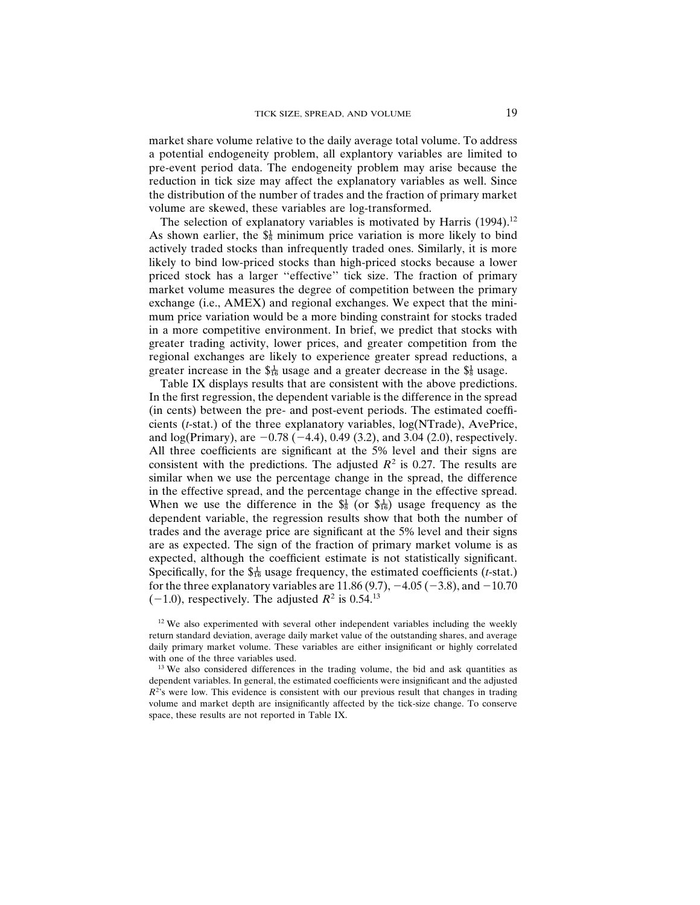market share volume relative to the daily average total volume. To address a potential endogeneity problem, all explantory variables are limited to pre-event period data. The endogeneity problem may arise because the reduction in tick size may affect the explanatory variables as well. Since the distribution of the number of trades and the fraction of primary market volume are skewed, these variables are log-transformed.

The selection of explanatory variables is motivated by Harris (1994).[12] As shown earlier, the $\$\frac{1}{8}$ minimum price variation is more likely to bind actively traded stocks than infrequently traded ones. Similarly, it is more likely to bind low-priced stocks than high-priced stocks because a lower priced stock has a larger ''effective'' tick size. The fraction of primary market volume measures the degree of competition between the primary exchange (i.e., AMEX) and regional exchanges. We expect that the minimum price variation would be a more binding constraint for stocks traded in a more competitive environment. In brief, we predict that stocks with greater trading activity, lower prices, and greater competition from the regional exchanges are likely to experience greater spread reductions, a greater increase in the $\$\frac{1}{16}$ usage and a greater decrease in the $\$\frac{1}{8}$ usage.

Table IX displays results that are consistent with the above predictions. In the first regression, the dependent variable is the difference in the spread (in cents) between the pre- and post-event periods. The estimated coefficients (*t*-stat.) of the three explanatory variables, log(NTrade), AvePrice, and log(Primary), are −0.78 (−4.4), 0.49 (3.2), and 3.04 (2.0), respectively. All three coefficients are significant at the 5% level and their signs are consistent with the predictions. The adjusted $R^2$ is 0.27. The results are similar when we use the percentage change in the spread, the difference in the effective spread, and the percentage change in the effective spread. When we use the difference in the $\$\frac{1}{8}$ (or $\$\frac{1}{16}$) usage frequency as the dependent variable, the regression results show that both the number of trades and the average price are significant at the 5% level and their signs are as expected. The sign of the fraction of primary market volume is as expected, although the coefficient estimate is not statistically significant. Specifically, for the $\$\frac{1}{16}$ usage frequency, the estimated coefficients (*t*-stat.) for the three explanatory variables are 11.86 (9.7), −4.05 (−3.8), and −10.70 (−1.0), respectively. The adjusted $R^2$ is 0.54.[13]

[12] We also experimented with several other independent variables including the weekly return standard deviation, average daily market value of the outstanding shares, and average daily primary market volume. These variables are either insignificant or highly correlated with one of the three variables used.

[13] We also considered differences in the trading volume, the bid and ask quantities as dependent variables. In general, the estimated coefficients were insignificant and the adjusted $R^2$'s were low. This evidence is consistent with our previous result that changes in trading volume and market depth are insignificantly affected by the tick-size change. To conserve space, these results are not reported in Table IX.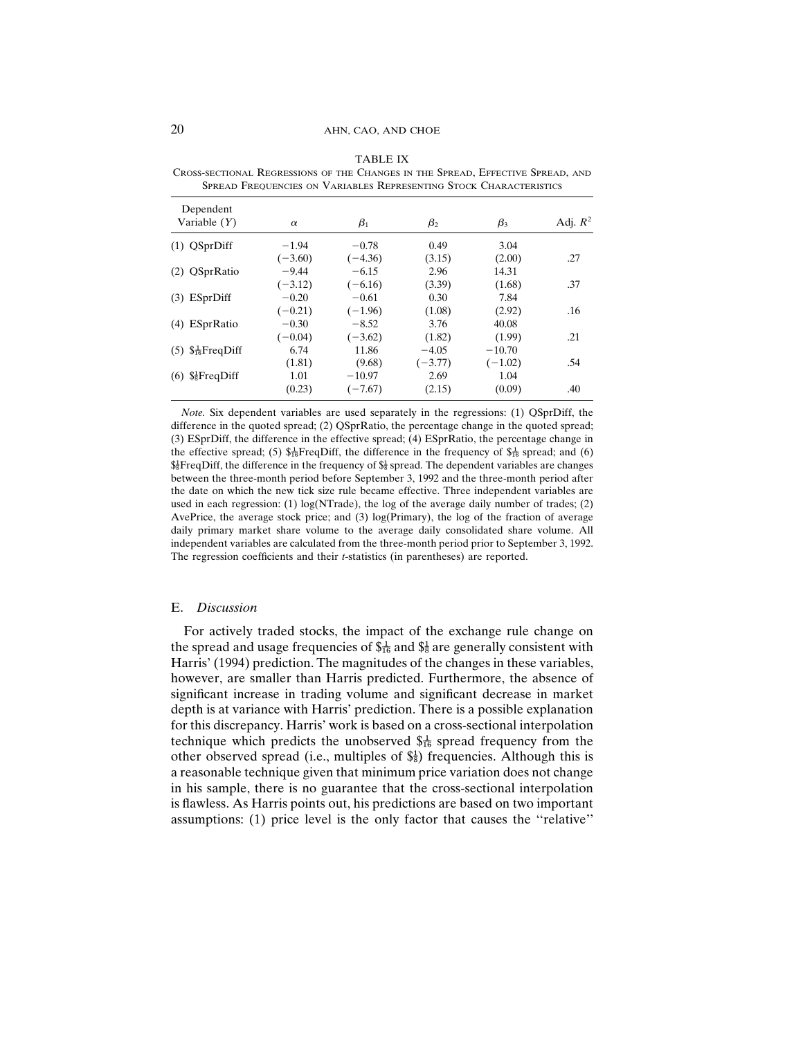TABLE IX

Cross-sectional Regressions of the Changes in the Spread, Effective Spread, and Spread Frequencies on Variables Representing Stock Characteristics

| Dependent Variable ($Y$) | $\alpha$ | $\beta_1$ | $\beta_2$ | $\beta_3$ | Adj. $R^2$ |
|---|---|---|---|---|---|
| (1) QSprDiff | −1.94 | −0.78 | 0.49 | 3.04 | |
| | (−3.60) | (−4.36) | (3.15) | (2.00) | .27 |
| (2) QSprRatio | −9.44 | −6.15 | 2.96 | 14.31 | |
| | (−3.12) | (−6.16) | (3.39) | (1.68) | .37 |
| (3) ESprDiff | −0.20 | −0.61 | 0.30 | 7.84 | |
| | (−0.21) | (−1.96) | (1.08) | (2.92) | .16 |
| (4) ESprRatio | −0.30 | −8.52 | 3.76 | 40.08 | |
| | (−0.04) | (−3.62) | (1.82) | (1.99) | .21 |
| (5) $\$\frac{1}{16}$FreqDiff | 6.74 | 11.86 | −4.05 | −10.70 | |
| | (1.81) | (9.68) | (−3.77) | (−1.02) | .54 |
| (6) $\$\frac{1}{8}$FreqDiff | 1.01 | −10.97 | 2.69 | 1.04 | |
| | (0.23) | (−7.67) | (2.15) | (0.09) | .40 |

*Note.* Six dependent variables are used separately in the regressions: (1) QSprDiff, the difference in the quoted spread; (2) QSprRatio, the percentage change in the quoted spread; (3) ESprDiff, the difference in the effective spread; (4) ESprRatio, the percentage change in the effective spread; (5) $\$\frac{1}{16}$FreqDiff, the difference in the frequency of $\$\frac{1}{16}$ spread; and (6) $\$\frac{1}{8}$FreqDiff, the difference in the frequency of $\$\frac{1}{8}$ spread. The dependent variables are changes between the three-month period before September 3, 1992 and the three-month period after the date on which the new tick size rule became effective. Three independent variables are used in each regression: (1) log(NTrade), the log of the average daily number of trades; (2) AvePrice, the average stock price; and (3) log(Primary), the log of the fraction of average daily primary market share volume to the average daily consolidated share volume. All independent variables are calculated from the three-month period prior to September 3, 1992. The regression coefficients and their *t*-statistics (in parentheses) are reported.

## E. *Discussion*

For actively traded stocks, the impact of the exchange rule change on the spread and usage frequencies of $\$\frac{1}{16}$ and $\$\frac{1}{8}$ are generally consistent with Harris' (1994) prediction. The magnitudes of the changes in these variables, however, are smaller than Harris predicted. Furthermore, the absence of significant increase in trading volume and significant decrease in market depth is at variance with Harris' prediction. There is a possible explanation for this discrepancy. Harris' work is based on a cross-sectional interpolation technique which predicts the unobserved $\$\frac{1}{16}$ spread frequency from the other observed spread (i.e., multiples of $\$\frac{1}{8}$) frequencies. Although this is a reasonable technique given that minimum price variation does not change in his sample, there is no guarantee that the cross-sectional interpolation is flawless. As Harris points out, his predictions are based on two important assumptions: (1) price level is the only factor that causes the ''relative''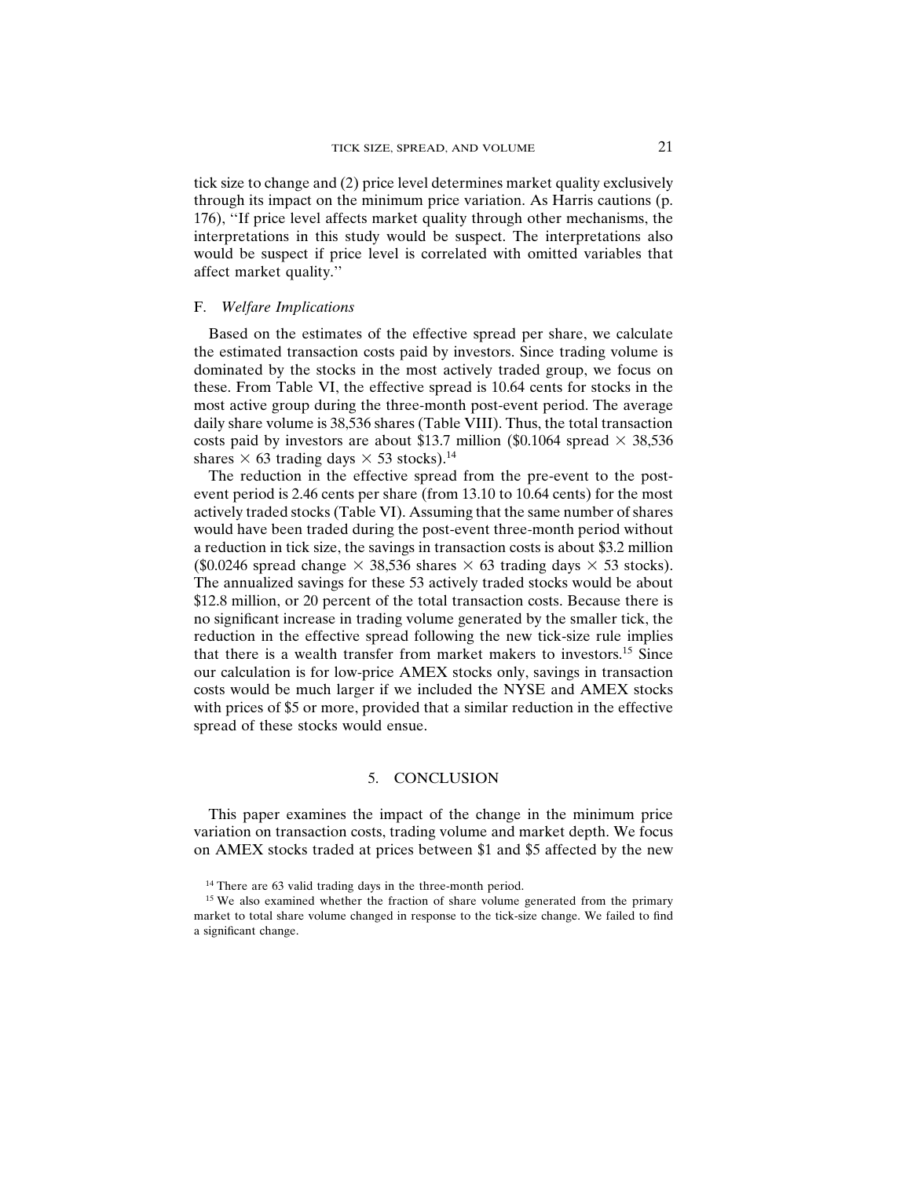tick size to change and (2) price level determines market quality exclusively through its impact on the minimum price variation. As Harris cautions (p. 176), ''If price level affects market quality through other mechanisms, the interpretations in this study would be suspect. The interpretations also would be suspect if price level is correlated with omitted variables that affect market quality.''

### F. *Welfare Implications*

Based on the estimates of the effective spread per share, we calculate the estimated transaction costs paid by investors. Since trading volume is dominated by the stocks in the most actively traded group, we focus on these. From Table VI, the effective spread is 10.64 cents for stocks in the most active group during the three-month post-event period. The average daily share volume is 38,536 shares (Table VIII). Thus, the total transaction costs paid by investors are about $13.7 million ($0.1064 spread $\times$ 38,536 shares $\times$ 63 trading days $\times$ 53 stocks).[14]

The reduction in the effective spread from the pre-event to the post-event period is 2.46 cents per share (from 13.10 to 10.64 cents) for the most actively traded stocks (Table VI). Assuming that the same number of shares would have been traded during the post-event three-month period without a reduction in tick size, the savings in transaction costs is about $3.2 million ($0.0246 spread change $\times$ 38,536 shares $\times$ 63 trading days $\times$ 53 stocks). The annualized savings for these 53 actively traded stocks would be about $12.8 million, or 20 percent of the total transaction costs. Because there is no significant increase in trading volume generated by the smaller tick, the reduction in the effective spread following the new tick-size rule implies that there is a wealth transfer from market makers to investors.[15] Since our calculation is for low-price AMEX stocks only, savings in transaction costs would be much larger if we included the NYSE and AMEX stocks with prices of $5 or more, provided that a similar reduction in the effective spread of these stocks would ensue.

## 5. CONCLUSION

This paper examines the impact of the change in the minimum price variation on transaction costs, trading volume and market depth. We focus on AMEX stocks traded at prices between $1 and $5 affected by the new

[14] There are 63 valid trading days in the three-month period.

[15] We also examined whether the fraction of share volume generated from the primary market to total share volume changed in response to the tick-size change. We failed to find a significant change.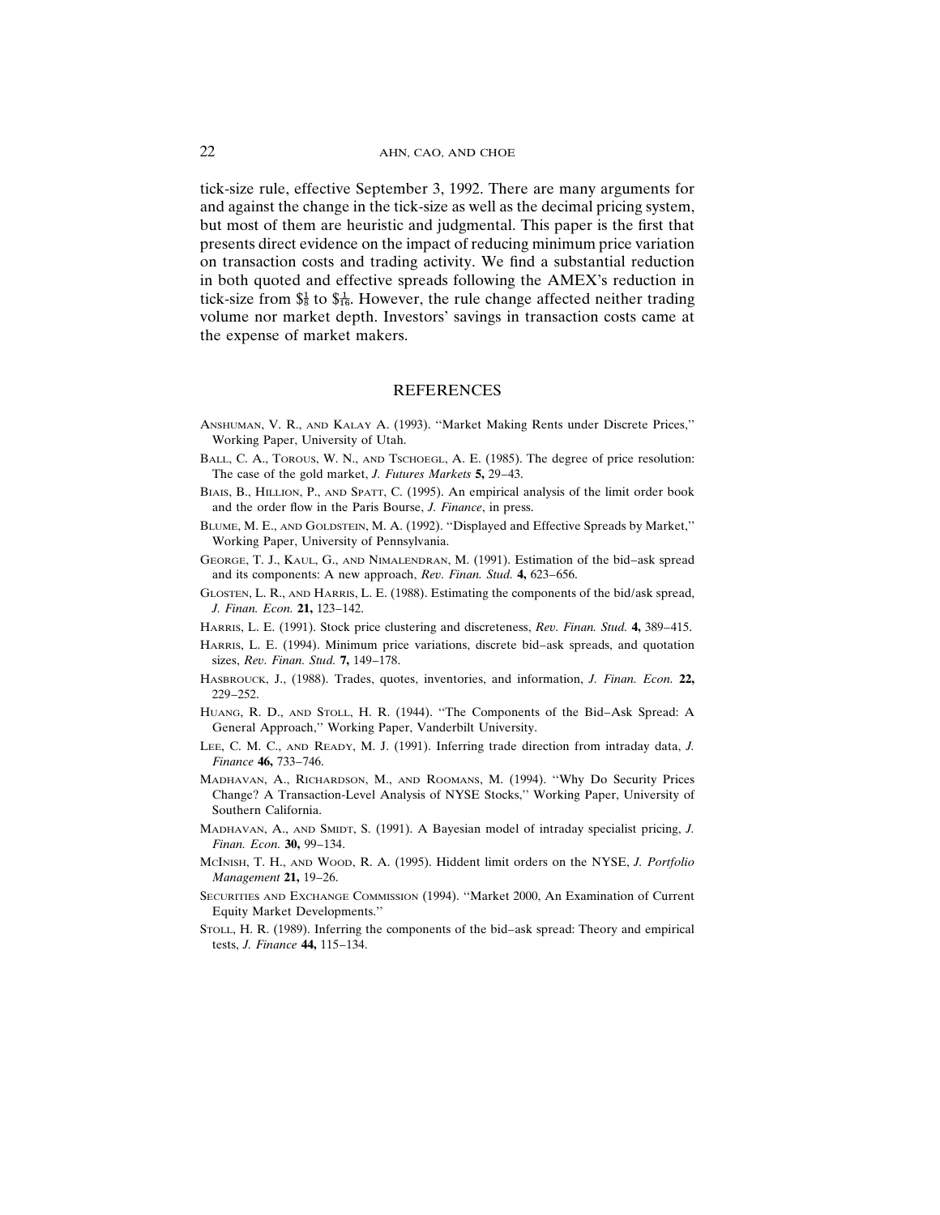tick-size rule, effective September 3, 1992. There are many arguments for and against the change in the tick-size as well as the decimal pricing system, but most of them are heuristic and judgmental. This paper is the first that presents direct evidence on the impact of reducing minimum price variation on transaction costs and trading activity. We find a substantial reduction in both quoted and effective spreads following the AMEX's reduction in tick-size from $\$\frac{1}{8}$ to $\$\frac{1}{16}$. However, the rule change affected neither trading volume nor market depth. Investors' savings in transaction costs came at the expense of market makers.

## REFERENCES

Anshuman, V. R., and Kalay A. (1993). "Market Making Rents under Discrete Prices," Working Paper, University of Utah.

Ball, C. A., Torous, W. N., and Tschoegl, A. E. (1985). The degree of price resolution: The case of the gold market, *J. Futures Markets* **5,** 29–43.

Biais, B., Hillion, P., and Spatt, C. (1995). An empirical analysis of the limit order book and the order flow in the Paris Bourse, *J. Finance*, in press.

Blume, M. E., and Goldstein, M. A. (1992). "Displayed and Effective Spreads by Market," Working Paper, University of Pennsylvania.

George, T. J., Kaul, G., and Nimalendran, M. (1991). Estimation of the bid–ask spread and its components: A new approach, *Rev. Finan. Stud.* **4,** 623–656.

Glosten, L. R., and Harris, L. E. (1988). Estimating the components of the bid/ask spread, *J. Finan. Econ.* **21,** 123–142.

Harris, L. E. (1991). Stock price clustering and discreteness, *Rev. Finan. Stud.* **4,** 389–415.

Harris, L. E. (1994). Minimum price variations, discrete bid–ask spreads, and quotation sizes, *Rev. Finan. Stud.* **7,** 149–178.

Hasbrouck, J., (1988). Trades, quotes, inventories, and information, *J. Finan. Econ.* **22,** 229–252.

Huang, R. D., and Stoll, H. R. (1944). "The Components of the Bid–Ask Spread: A General Approach," Working Paper, Vanderbilt University.

Lee, C. M. C., and Ready, M. J. (1991). Inferring trade direction from intraday data, *J. Finance* **46,** 733–746.

Madhavan, A., Richardson, M., and Roomans, M. (1994). "Why Do Security Prices Change? A Transaction-Level Analysis of NYSE Stocks," Working Paper, University of Southern California.

Madhavan, A., and Smidt, S. (1991). A Bayesian model of intraday specialist pricing, *J. Finan. Econ.* **30,** 99–134.

McInish, T. H., and Wood, R. A. (1995). Hiddent limit orders on the NYSE, *J. Portfolio Management* **21,** 19–26.

Securities and Exchange Commission (1994). "Market 2000, An Examination of Current Equity Market Developments."

Stoll, H. R. (1989). Inferring the components of the bid–ask spread: Theory and empirical tests, *J. Finance* **44,** 115–134.